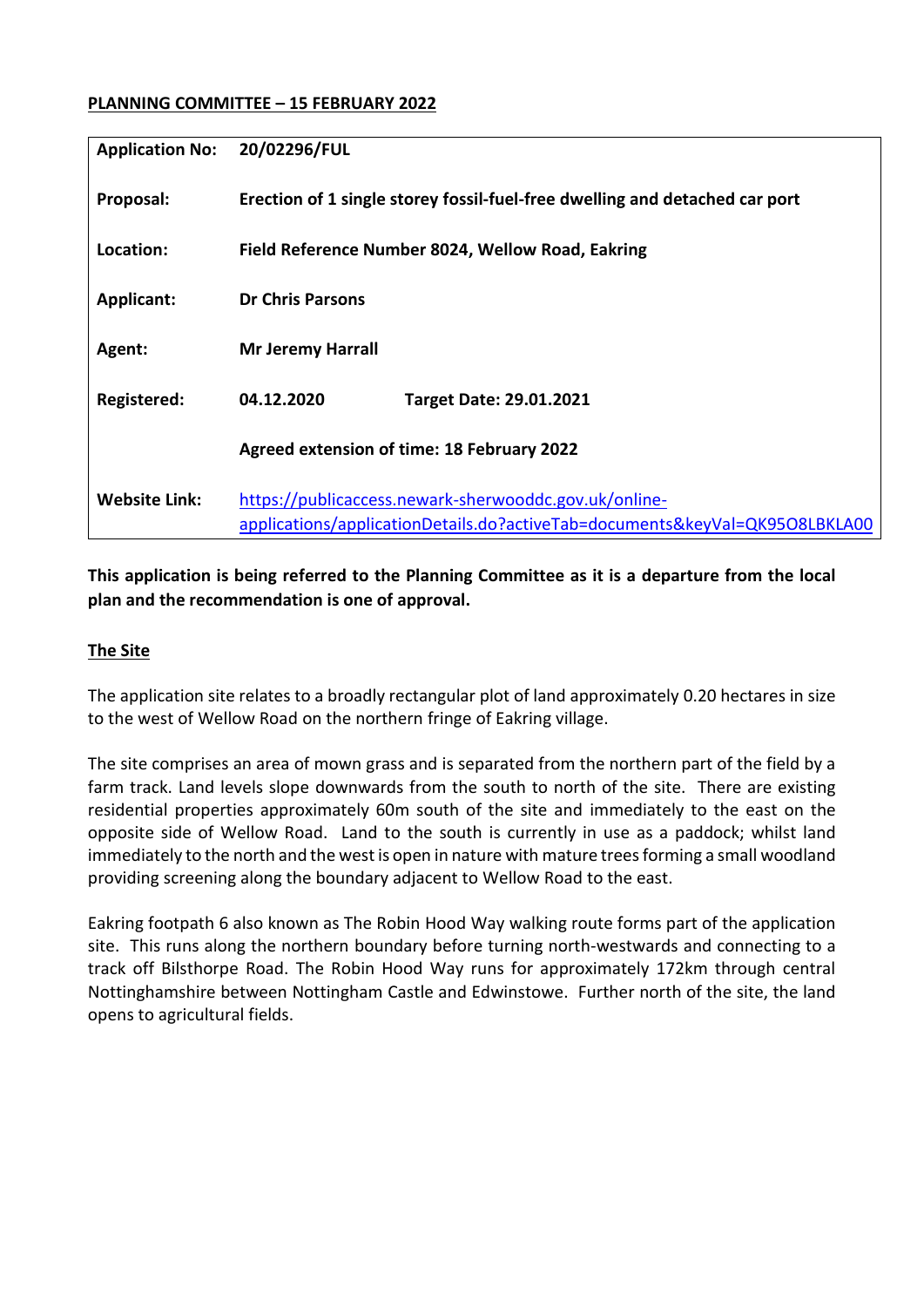**PLANNING COMMITTEE – 15 FEBRUARY 2022**

| | | |
|---|---|---|
| **Application No:** | **20/02296/FUL** | |
| **Proposal:** | **Erection of 1 single storey fossil-fuel-free dwelling and detached car port** | |
| **Location:** | **Field Reference Number 8024, Wellow Road, Eakring** | |
| **Applicant:** | **Dr Chris Parsons** | |
| **Agent:** | **Mr Jeremy Harrall** | |
| **Registered:** | **04.12.2020** | **Target Date: 29.01.2021** |
| | **Agreed extension of time: 18 February 2022** | |
| **Website Link:** | https://publicaccess.newark-sherwooddc.gov.uk/online-applications/applicationDetails.do?activeTab=documents&keyVal=QK95O8LBKLA00 | |

**This application is being referred to the Planning Committee as it is a departure from the local plan and the recommendation is one of approval.**

**The Site**

The application site relates to a broadly rectangular plot of land approximately 0.20 hectares in size to the west of Wellow Road on the northern fringe of Eakring village.

The site comprises an area of mown grass and is separated from the northern part of the field by a farm track. Land levels slope downwards from the south to north of the site. There are existing residential properties approximately 60m south of the site and immediately to the east on the opposite side of Wellow Road. Land to the south is currently in use as a paddock; whilst land immediately to the north and the west is open in nature with mature trees forming a small woodland providing screening along the boundary adjacent to Wellow Road to the east.

Eakring footpath 6 also known as The Robin Hood Way walking route forms part of the application site. This runs along the northern boundary before turning north-westwards and connecting to a track off Bilsthorpe Road. The Robin Hood Way runs for approximately 172km through central Nottinghamshire between Nottingham Castle and Edwinstowe. Further north of the site, the land opens to agricultural fields.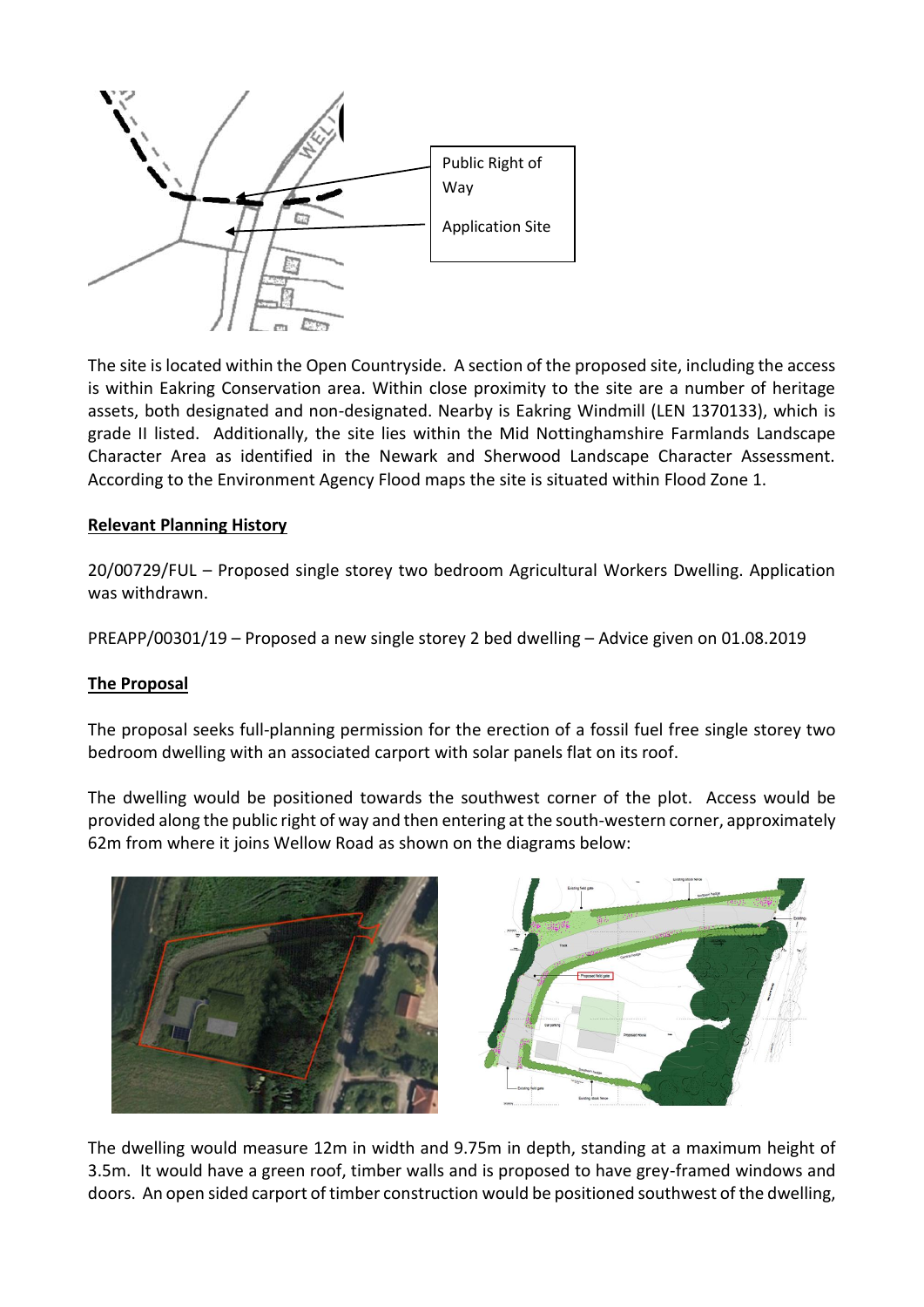Public Right of Way

Application Site

The site is located within the Open Countryside. A section of the proposed site, including the access is within Eakring Conservation area. Within close proximity to the site are a number of heritage assets, both designated and non-designated. Nearby is Eakring Windmill (LEN 1370133), which is grade II listed. Additionally, the site lies within the Mid Nottinghamshire Farmlands Landscape Character Area as identified in the Newark and Sherwood Landscape Character Assessment. According to the Environment Agency Flood maps the site is situated within Flood Zone 1.

**Relevant Planning History**

20/00729/FUL – Proposed single storey two bedroom Agricultural Workers Dwelling. Application was withdrawn.

PREAPP/00301/19 – Proposed a new single storey 2 bed dwelling – Advice given on 01.08.2019

**The Proposal**

The proposal seeks full-planning permission for the erection of a fossil fuel free single storey two bedroom dwelling with an associated carport with solar panels flat on its roof.

The dwelling would be positioned towards the southwest corner of the plot. Access would be provided along the public right of way and then entering at the south-western corner, approximately 62m from where it joins Wellow Road as shown on the diagrams below:

The dwelling would measure 12m in width and 9.75m in depth, standing at a maximum height of 3.5m. It would have a green roof, timber walls and is proposed to have grey-framed windows and doors. An open sided carport of timber construction would be positioned southwest of the dwelling,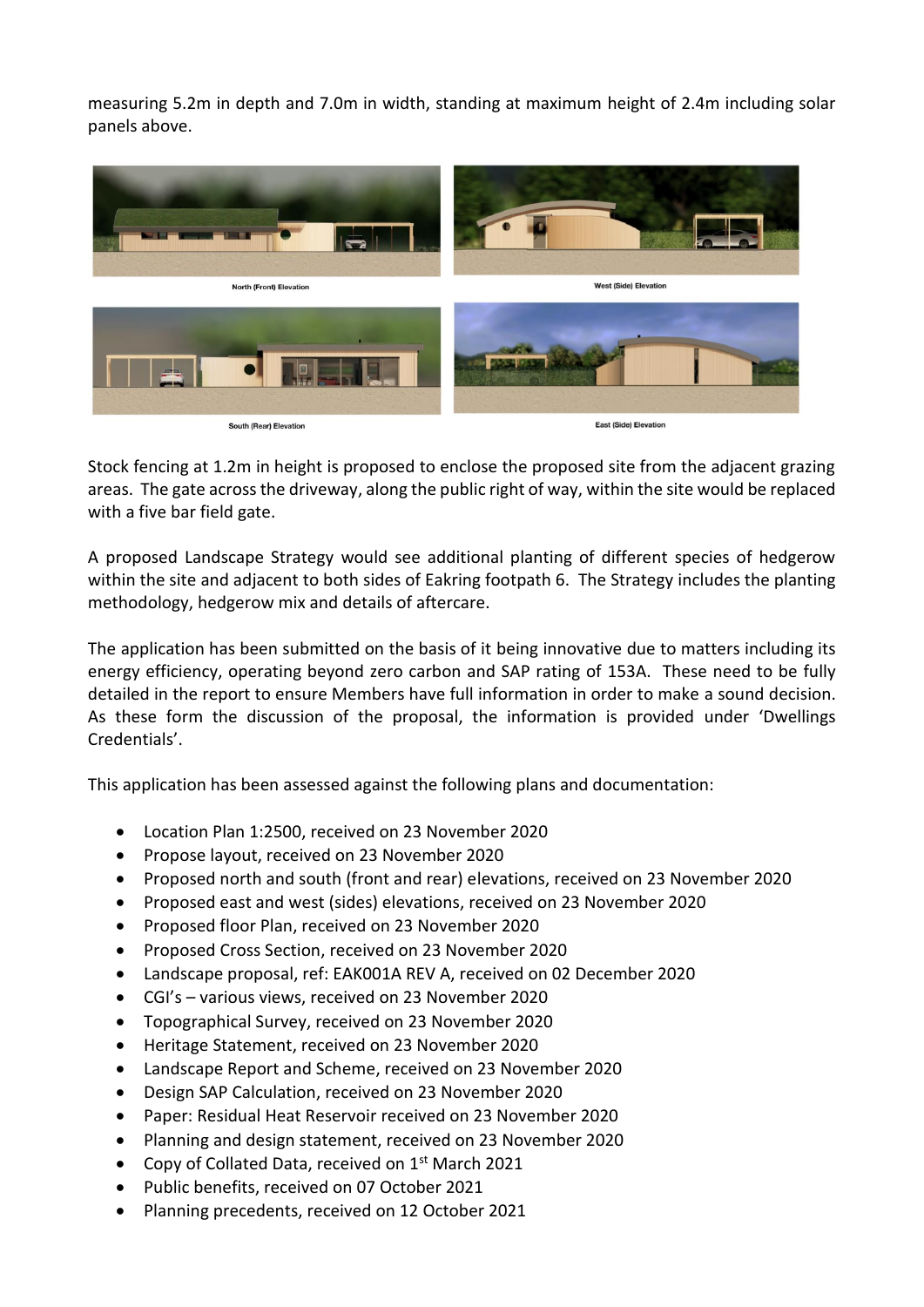measuring 5.2m in depth and 7.0m in width, standing at maximum height of 2.4m including solar panels above.

North (Front) Elevation

West (Side) Elevation

South (Rear) Elevation

East (Side) Elevation

Stock fencing at 1.2m in height is proposed to enclose the proposed site from the adjacent grazing areas. The gate across the driveway, along the public right of way, within the site would be replaced with a five bar field gate.

A proposed Landscape Strategy would see additional planting of different species of hedgerow within the site and adjacent to both sides of Eakring footpath 6. The Strategy includes the planting methodology, hedgerow mix and details of aftercare.

The application has been submitted on the basis of it being innovative due to matters including its energy efficiency, operating beyond zero carbon and SAP rating of 153A. These need to be fully detailed in the report to ensure Members have full information in order to make a sound decision. As these form the discussion of the proposal, the information is provided under 'Dwellings Credentials'.

This application has been assessed against the following plans and documentation:

- Location Plan 1:2500, received on 23 November 2020
- Propose layout, received on 23 November 2020
- Proposed north and south (front and rear) elevations, received on 23 November 2020
- Proposed east and west (sides) elevations, received on 23 November 2020
- Proposed floor Plan, received on 23 November 2020
- Proposed Cross Section, received on 23 November 2020
- Landscape proposal, ref: EAK001A REV A, received on 02 December 2020
- CGI's – various views, received on 23 November 2020
- Topographical Survey, received on 23 November 2020
- Heritage Statement, received on 23 November 2020
- Landscape Report and Scheme, received on 23 November 2020
- Design SAP Calculation, received on 23 November 2020
- Paper: Residual Heat Reservoir received on 23 November 2020
- Planning and design statement, received on 23 November 2020
- Copy of Collated Data, received on 1st March 2021
- Public benefits, received on 07 October 2021
- Planning precedents, received on 12 October 2021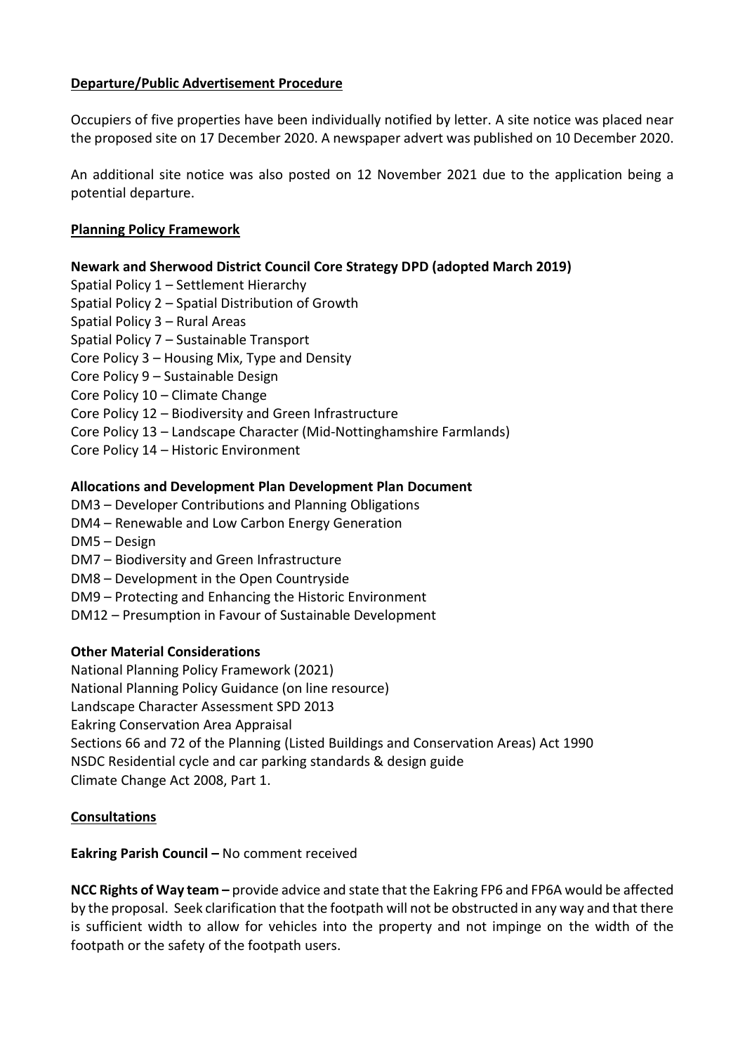**Departure/Public Advertisement Procedure**

Occupiers of five properties have been individually notified by letter. A site notice was placed near the proposed site on 17 December 2020. A newspaper advert was published on 10 December 2020.

An additional site notice was also posted on 12 November 2021 due to the application being a potential departure.

**Planning Policy Framework**

**Newark and Sherwood District Council Core Strategy DPD (adopted March 2019)**

Spatial Policy 1 – Settlement Hierarchy
Spatial Policy 2 – Spatial Distribution of Growth
Spatial Policy 3 – Rural Areas
Spatial Policy 7 – Sustainable Transport
Core Policy 3 – Housing Mix, Type and Density
Core Policy 9 – Sustainable Design
Core Policy 10 – Climate Change
Core Policy 12 – Biodiversity and Green Infrastructure
Core Policy 13 – Landscape Character (Mid-Nottinghamshire Farmlands)
Core Policy 14 – Historic Environment

**Allocations and Development Plan Development Plan Document**

DM3 – Developer Contributions and Planning Obligations
DM4 – Renewable and Low Carbon Energy Generation
DM5 – Design
DM7 – Biodiversity and Green Infrastructure
DM8 – Development in the Open Countryside
DM9 – Protecting and Enhancing the Historic Environment
DM12 – Presumption in Favour of Sustainable Development

**Other Material Considerations**

National Planning Policy Framework (2021)
National Planning Policy Guidance (on line resource)
Landscape Character Assessment SPD 2013
Eakring Conservation Area Appraisal
Sections 66 and 72 of the Planning (Listed Buildings and Conservation Areas) Act 1990
NSDC Residential cycle and car parking standards & design guide
Climate Change Act 2008, Part 1.

**Consultations**

**Eakring Parish Council –** No comment received

**NCC Rights of Way team –** provide advice and state that the Eakring FP6 and FP6A would be affected by the proposal. Seek clarification that the footpath will not be obstructed in any way and that there is sufficient width to allow for vehicles into the property and not impinge on the width of the footpath or the safety of the footpath users.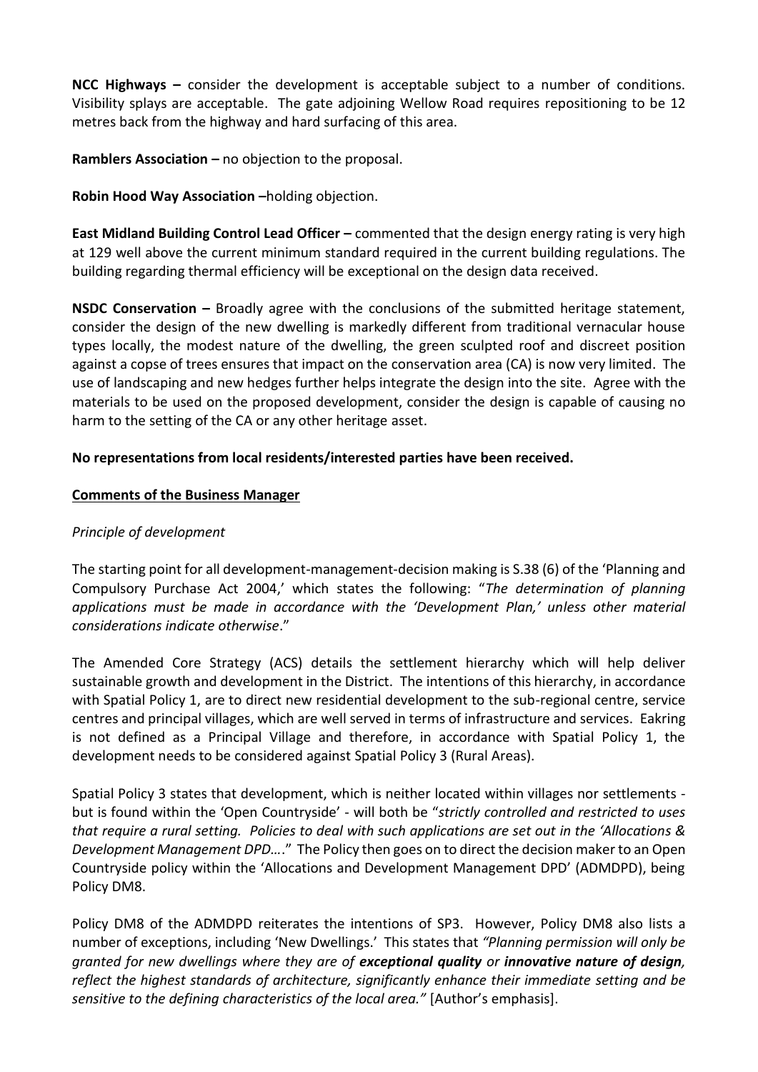**NCC Highways –** consider the development is acceptable subject to a number of conditions. Visibility splays are acceptable. The gate adjoining Wellow Road requires repositioning to be 12 metres back from the highway and hard surfacing of this area.

**Ramblers Association –** no objection to the proposal.

**Robin Hood Way Association –**holding objection.

**East Midland Building Control Lead Officer –** commented that the design energy rating is very high at 129 well above the current minimum standard required in the current building regulations. The building regarding thermal efficiency will be exceptional on the design data received.

**NSDC Conservation –** Broadly agree with the conclusions of the submitted heritage statement, consider the design of the new dwelling is markedly different from traditional vernacular house types locally, the modest nature of the dwelling, the green sculpted roof and discreet position against a copse of trees ensures that impact on the conservation area (CA) is now very limited. The use of landscaping and new hedges further helps integrate the design into the site. Agree with the materials to be used on the proposed development, consider the design is capable of causing no harm to the setting of the CA or any other heritage asset.

**No representations from local residents/interested parties have been received.**

**Comments of the Business Manager**

*Principle of development*

The starting point for all development-management-decision making is S.38 (6) of the 'Planning and Compulsory Purchase Act 2004,' which states the following: "*The determination of planning applications must be made in accordance with the 'Development Plan,' unless other material considerations indicate otherwise*."

The Amended Core Strategy (ACS) details the settlement hierarchy which will help deliver sustainable growth and development in the District. The intentions of this hierarchy, in accordance with Spatial Policy 1, are to direct new residential development to the sub-regional centre, service centres and principal villages, which are well served in terms of infrastructure and services. Eakring is not defined as a Principal Village and therefore, in accordance with Spatial Policy 1, the development needs to be considered against Spatial Policy 3 (Rural Areas).

Spatial Policy 3 states that development, which is neither located within villages nor settlements - but is found within the 'Open Countryside' - will both be "*strictly controlled and restricted to uses that require a rural setting. Policies to deal with such applications are set out in the 'Allocations & Development Management DPD…*." The Policy then goes on to direct the decision maker to an Open Countryside policy within the 'Allocations and Development Management DPD' (ADMDPD), being Policy DM8.

Policy DM8 of the ADMDPD reiterates the intentions of SP3. However, Policy DM8 also lists a number of exceptions, including 'New Dwellings.' This states that *"Planning permission will only be granted for new dwellings where they are of **exceptional quality** or **innovative nature of design**, reflect the highest standards of architecture, significantly enhance their immediate setting and be sensitive to the defining characteristics of the local area."* [Author's emphasis].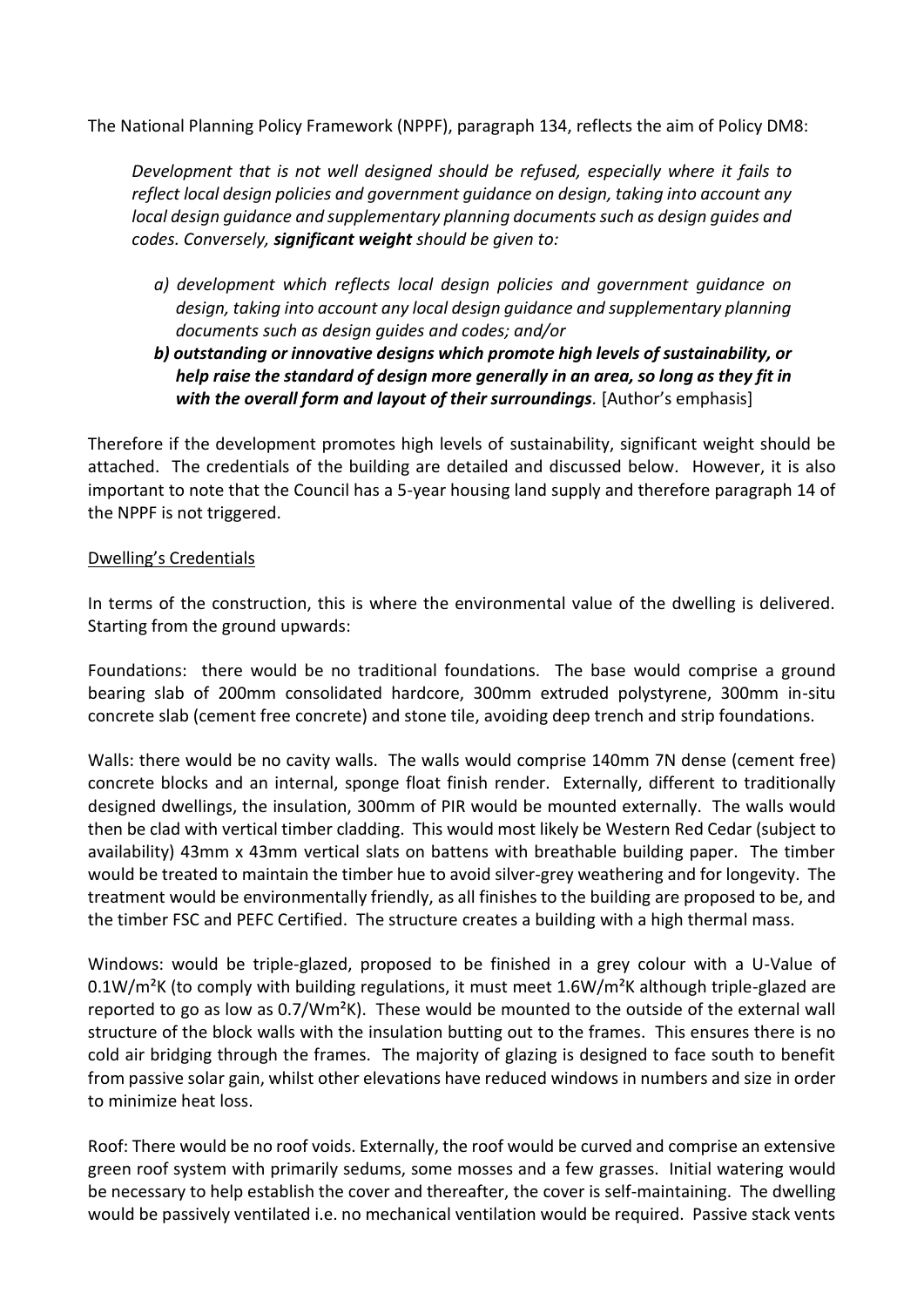The National Planning Policy Framework (NPPF), paragraph 134, reflects the aim of Policy DM8:

> *Development that is not well designed should be refused, especially where it fails to reflect local design policies and government guidance on design, taking into account any local design guidance and supplementary planning documents such as design guides and codes. Conversely, **significant weight** should be given to:*
>
> *a) development which reflects local design policies and government guidance on design, taking into account any local design guidance and supplementary planning documents such as design guides and codes; and/or*
>
> ***b) outstanding or innovative designs which promote high levels of sustainability, or help raise the standard of design more generally in an area, so long as they fit in with the overall form and layout of their surroundings**.* [Author's emphasis]

Therefore if the development promotes high levels of sustainability, significant weight should be attached. The credentials of the building are detailed and discussed below. However, it is also important to note that the Council has a 5-year housing land supply and therefore paragraph 14 of the NPPF is not triggered.

Dwelling's Credentials

In terms of the construction, this is where the environmental value of the dwelling is delivered. Starting from the ground upwards:

Foundations: there would be no traditional foundations. The base would comprise a ground bearing slab of 200mm consolidated hardcore, 300mm extruded polystyrene, 300mm in-situ concrete slab (cement free concrete) and stone tile, avoiding deep trench and strip foundations.

Walls: there would be no cavity walls. The walls would comprise 140mm 7N dense (cement free) concrete blocks and an internal, sponge float finish render. Externally, different to traditionally designed dwellings, the insulation, 300mm of PIR would be mounted externally. The walls would then be clad with vertical timber cladding. This would most likely be Western Red Cedar (subject to availability) 43mm x 43mm vertical slats on battens with breathable building paper. The timber would be treated to maintain the timber hue to avoid silver-grey weathering and for longevity. The treatment would be environmentally friendly, as all finishes to the building are proposed to be, and the timber FSC and PEFC Certified. The structure creates a building with a high thermal mass.

Windows: would be triple-glazed, proposed to be finished in a grey colour with a U-Value of $0.1W/m^2K$ (to comply with building regulations, it must meet $1.6W/m^2K$ although triple-glazed are reported to go as low as $0.7/Wm^2K$). These would be mounted to the outside of the external wall structure of the block walls with the insulation butting out to the frames. This ensures there is no cold air bridging through the frames. The majority of glazing is designed to face south to benefit from passive solar gain, whilst other elevations have reduced windows in numbers and size in order to minimize heat loss.

Roof: There would be no roof voids. Externally, the roof would be curved and comprise an extensive green roof system with primarily sedums, some mosses and a few grasses. Initial watering would be necessary to help establish the cover and thereafter, the cover is self-maintaining. The dwelling would be passively ventilated i.e. no mechanical ventilation would be required. Passive stack vents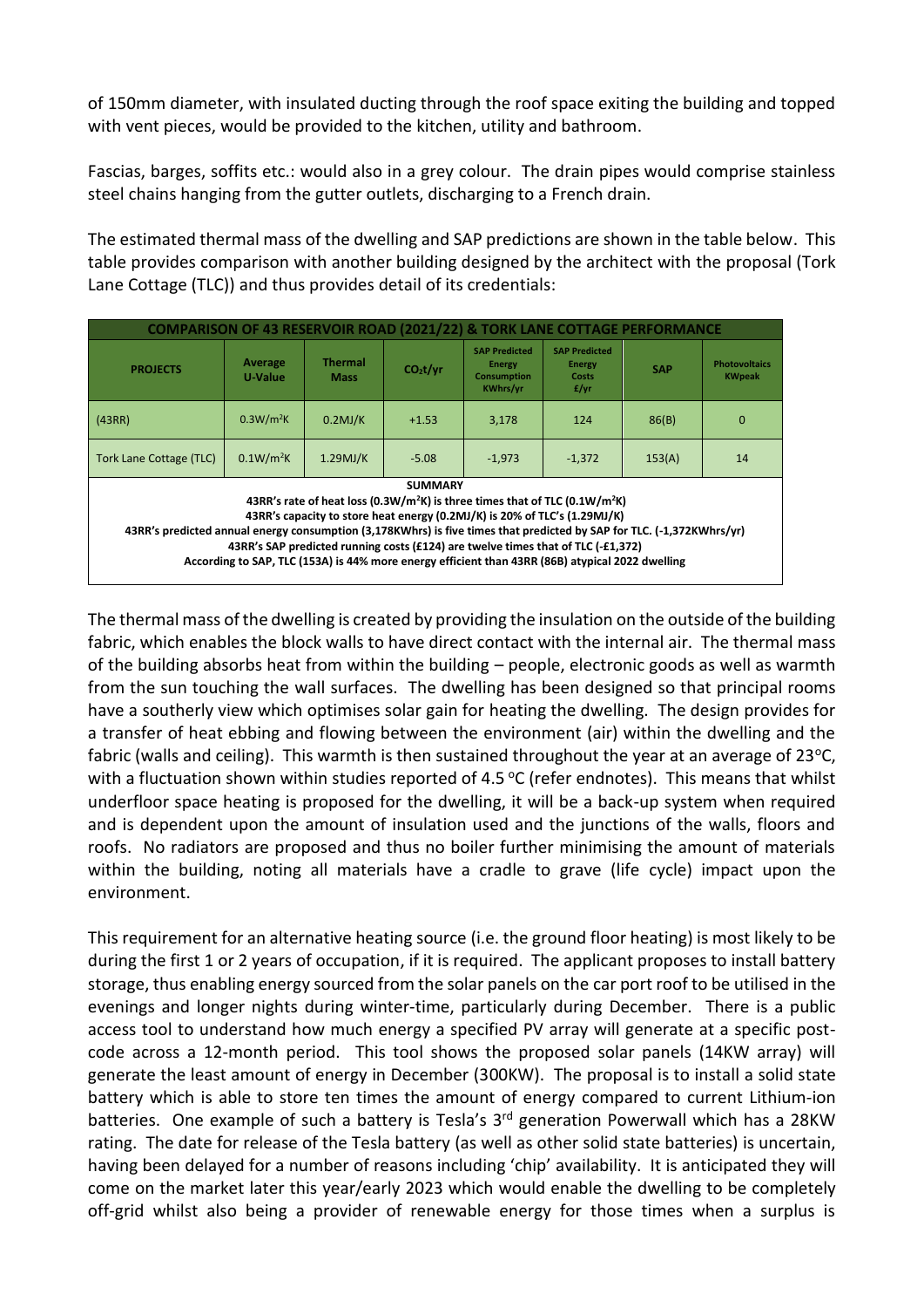of 150mm diameter, with insulated ducting through the roof space exiting the building and topped with vent pieces, would be provided to the kitchen, utility and bathroom.

Fascias, barges, soffits etc.: would also in a grey colour. The drain pipes would comprise stainless steel chains hanging from the gutter outlets, discharging to a French drain.

The estimated thermal mass of the dwelling and SAP predictions are shown in the table below. This table provides comparison with another building designed by the architect with the proposal (Tork Lane Cottage (TLC)) and thus provides detail of its credentials:

| COMPARISON OF 43 RESERVOIR ROAD (2021/22) & TORK LANE COTTAGE PERFORMANCE | | | | | | | |
|---|---|---|---|---|---|---|---|
| **PROJECTS** | **Average U-Value** | **Thermal Mass** | **$CO_2$t/yr** | **SAP Predicted Energy Consumption KWhrs/yr** | **SAP Predicted Energy Costs £/yr** | **SAP** | **Photovoltaics KWpeak** |
| (43RR) | 0.3W/m$^2$K | 0.2MJ/K | +1.53 | 3,178 | 124 | 86(B) | 0 |
| Tork Lane Cottage (TLC) | 0.1W/m$^2$K | 1.29MJ/K | -5.08 | -1,973 | -1,372 | 153(A) | 14 |

**SUMMARY**
**43RR's rate of heat loss (0.3W/m$^2$K) is three times that of TLC (0.1W/m$^2$K)**
**43RR's capacity to store heat energy (0.2MJ/K) is 20% of TLC's (1.29MJ/K)**
**43RR's predicted annual energy consumption (3,178KWhrs) is five times that predicted by SAP for TLC. (-1,372KWhrs/yr)**
**43RR's SAP predicted running costs (£124) are twelve times that of TLC (-£1,372)**
**According to SAP, TLC (153A) is 44% more energy efficient than 43RR (86B) atypical 2022 dwelling**

The thermal mass of the dwelling is created by providing the insulation on the outside of the building fabric, which enables the block walls to have direct contact with the internal air. The thermal mass of the building absorbs heat from within the building – people, electronic goods as well as warmth from the sun touching the wall surfaces. The dwelling has been designed so that principal rooms have a southerly view which optimises solar gain for heating the dwelling. The design provides for a transfer of heat ebbing and flowing between the environment (air) within the dwelling and the fabric (walls and ceiling). This warmth is then sustained throughout the year at an average of 23$^{o}$C, with a fluctuation shown within studies reported of 4.5 $^{o}$C (refer endnotes). This means that whilst underfloor space heating is proposed for the dwelling, it will be a back-up system when required and is dependent upon the amount of insulation used and the junctions of the walls, floors and roofs. No radiators are proposed and thus no boiler further minimising the amount of materials within the building, noting all materials have a cradle to grave (life cycle) impact upon the environment.

This requirement for an alternative heating source (i.e. the ground floor heating) is most likely to be during the first 1 or 2 years of occupation, if it is required. The applicant proposes to install battery storage, thus enabling energy sourced from the solar panels on the car port roof to be utilised in the evenings and longer nights during winter-time, particularly during December. There is a public access tool to understand how much energy a specified PV array will generate at a specific post-code across a 12-month period. This tool shows the proposed solar panels (14KW array) will generate the least amount of energy in December (300KW). The proposal is to install a solid state battery which is able to store ten times the amount of energy compared to current Lithium-ion batteries. One example of such a battery is Tesla's 3rd generation Powerwall which has a 28KW rating. The date for release of the Tesla battery (as well as other solid state batteries) is uncertain, having been delayed for a number of reasons including 'chip' availability. It is anticipated they will come on the market later this year/early 2023 which would enable the dwelling to be completely off-grid whilst also being a provider of renewable energy for those times when a surplus is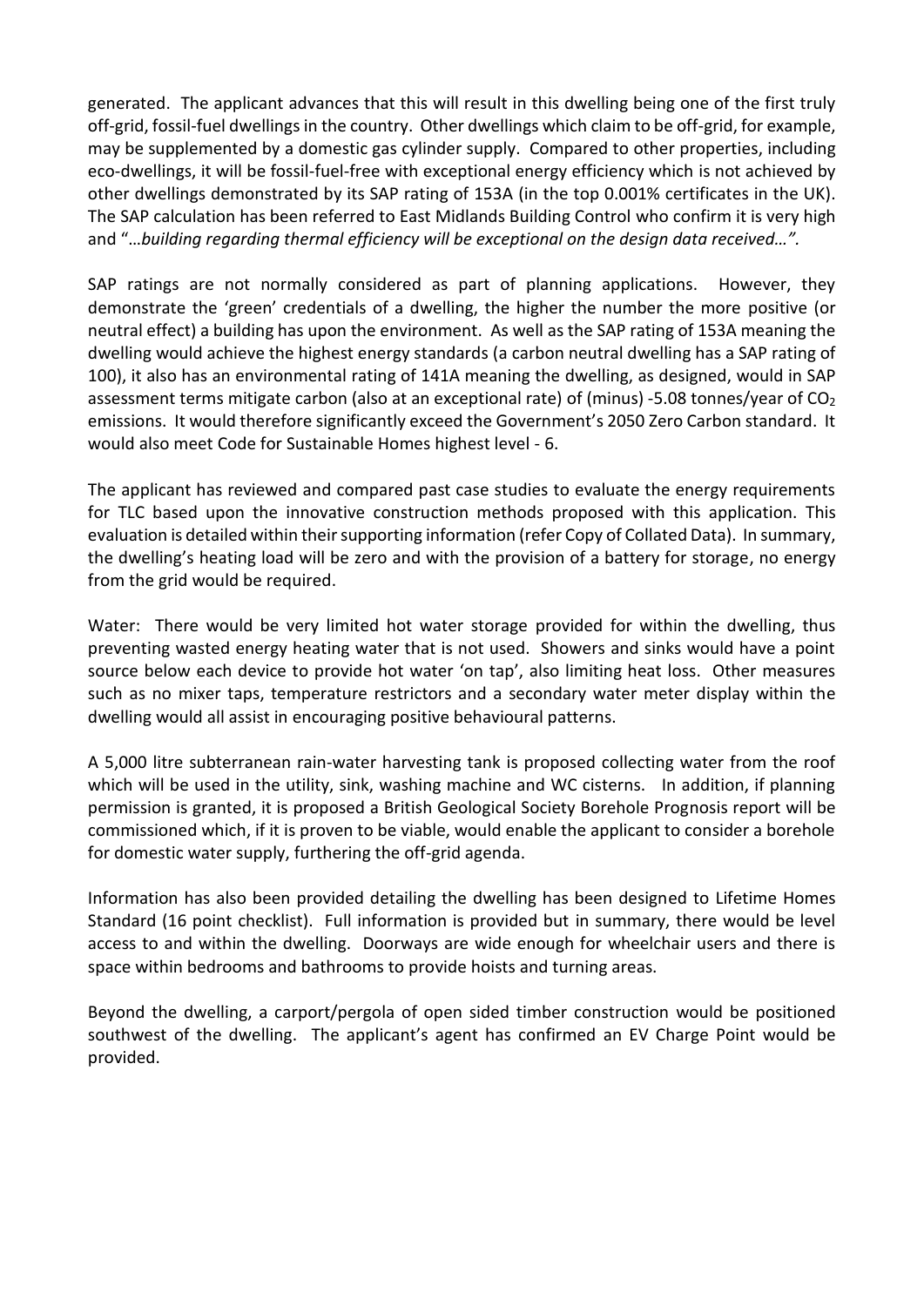generated. The applicant advances that this will result in this dwelling being one of the first truly off-grid, fossil-fuel dwellings in the country. Other dwellings which claim to be off-grid, for example, may be supplemented by a domestic gas cylinder supply. Compared to other properties, including eco-dwellings, it will be fossil-fuel-free with exceptional energy efficiency which is not achieved by other dwellings demonstrated by its SAP rating of 153A (in the top 0.001% certificates in the UK). The SAP calculation has been referred to East Midlands Building Control who confirm it is very high and "*…building regarding thermal efficiency will be exceptional on the design data received…".*

SAP ratings are not normally considered as part of planning applications. However, they demonstrate the 'green' credentials of a dwelling, the higher the number the more positive (or neutral effect) a building has upon the environment. As well as the SAP rating of 153A meaning the dwelling would achieve the highest energy standards (a carbon neutral dwelling has a SAP rating of 100), it also has an environmental rating of 141A meaning the dwelling, as designed, would in SAP assessment terms mitigate carbon (also at an exceptional rate) of (minus) -5.08 tonnes/year of $CO_2$ emissions. It would therefore significantly exceed the Government's 2050 Zero Carbon standard. It would also meet Code for Sustainable Homes highest level - 6.

The applicant has reviewed and compared past case studies to evaluate the energy requirements for TLC based upon the innovative construction methods proposed with this application. This evaluation is detailed within their supporting information (refer Copy of Collated Data). In summary, the dwelling's heating load will be zero and with the provision of a battery for storage, no energy from the grid would be required.

Water: There would be very limited hot water storage provided for within the dwelling, thus preventing wasted energy heating water that is not used. Showers and sinks would have a point source below each device to provide hot water 'on tap', also limiting heat loss. Other measures such as no mixer taps, temperature restrictors and a secondary water meter display within the dwelling would all assist in encouraging positive behavioural patterns.

A 5,000 litre subterranean rain-water harvesting tank is proposed collecting water from the roof which will be used in the utility, sink, washing machine and WC cisterns. In addition, if planning permission is granted, it is proposed a British Geological Society Borehole Prognosis report will be commissioned which, if it is proven to be viable, would enable the applicant to consider a borehole for domestic water supply, furthering the off-grid agenda.

Information has also been provided detailing the dwelling has been designed to Lifetime Homes Standard (16 point checklist). Full information is provided but in summary, there would be level access to and within the dwelling. Doorways are wide enough for wheelchair users and there is space within bedrooms and bathrooms to provide hoists and turning areas.

Beyond the dwelling, a carport/pergola of open sided timber construction would be positioned southwest of the dwelling. The applicant's agent has confirmed an EV Charge Point would be provided.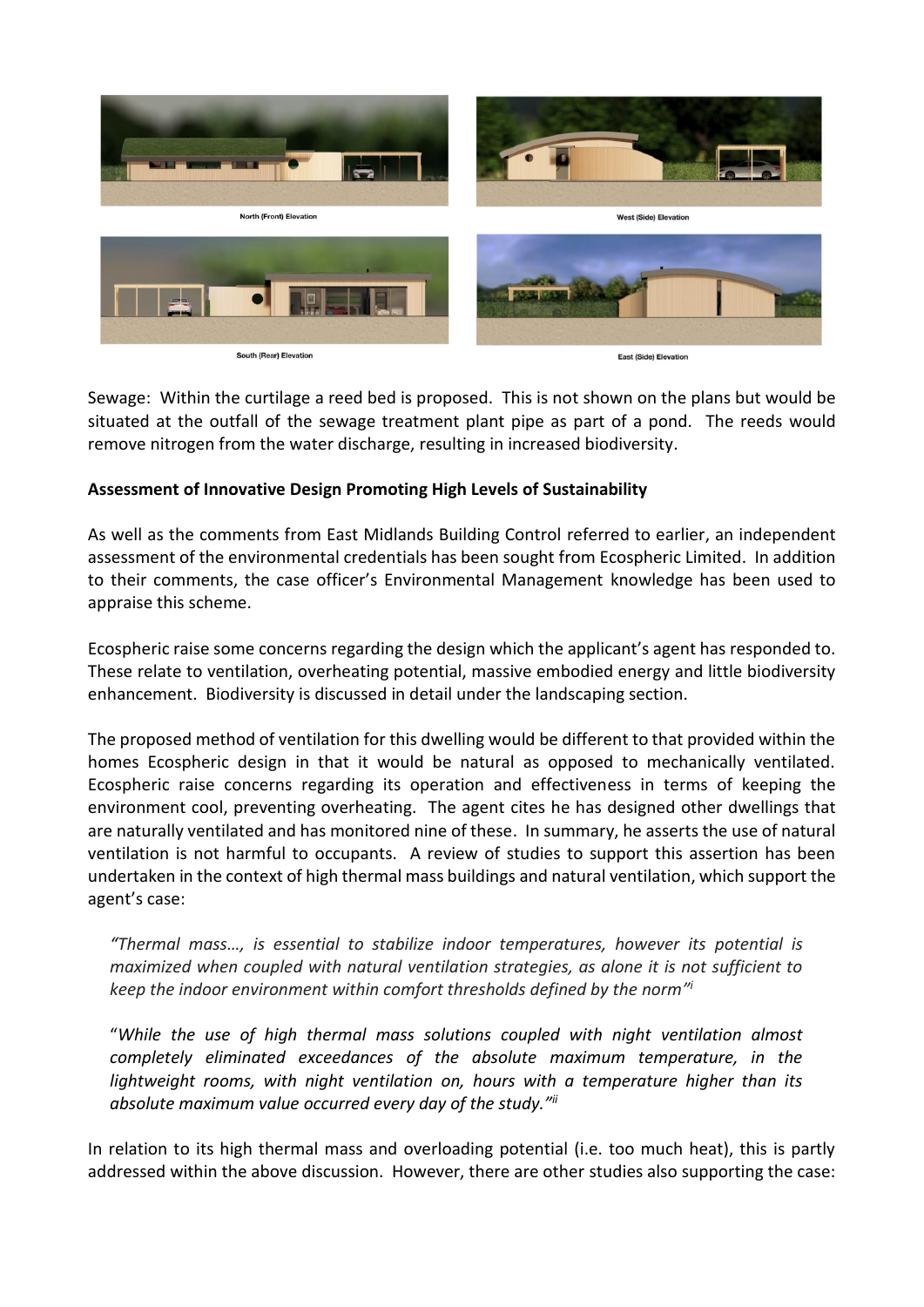North (Front) Elevation

West (Side) Elevation

South (Rear) Elevation

East (Side) Elevation

Sewage: Within the curtilage a reed bed is proposed. This is not shown on the plans but would be situated at the outfall of the sewage treatment plant pipe as part of a pond. The reeds would remove nitrogen from the water discharge, resulting in increased biodiversity.

**Assessment of Innovative Design Promoting High Levels of Sustainability**

As well as the comments from East Midlands Building Control referred to earlier, an independent assessment of the environmental credentials has been sought from Ecospheric Limited. In addition to their comments, the case officer's Environmental Management knowledge has been used to appraise this scheme.

Ecospheric raise some concerns regarding the design which the applicant's agent has responded to. These relate to ventilation, overheating potential, massive embodied energy and little biodiversity enhancement. Biodiversity is discussed in detail under the landscaping section.

The proposed method of ventilation for this dwelling would be different to that provided within the homes Ecospheric design in that it would be natural as opposed to mechanically ventilated. Ecospheric raise concerns regarding its operation and effectiveness in terms of keeping the environment cool, preventing overheating. The agent cites he has designed other dwellings that are naturally ventilated and has monitored nine of these. In summary, he asserts the use of natural ventilation is not harmful to occupants. A review of studies to support this assertion has been undertaken in the context of high thermal mass buildings and natural ventilation, which support the agent's case:

> *"Thermal mass…, is essential to stabilize indoor temperatures, however its potential is maximized when coupled with natural ventilation strategies, as alone it is not sufficient to keep the indoor environment within comfort thresholds defined by the norm"*[i]

> "*While the use of high thermal mass solutions coupled with night ventilation almost completely eliminated exceedances of the absolute maximum temperature, in the lightweight rooms, with night ventilation on, hours with a temperature higher than its absolute maximum value occurred every day of the study."*[ii]

In relation to its high thermal mass and overloading potential (i.e. too much heat), this is partly addressed within the above discussion. However, there are other studies also supporting the case: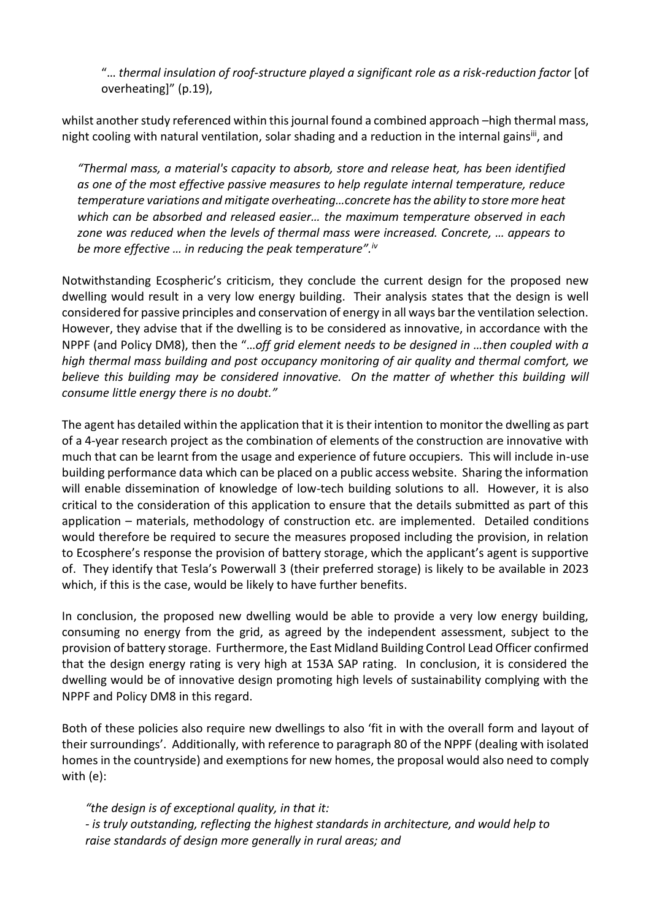"… *thermal insulation of roof-structure played a significant role as a risk-reduction factor* [of overheating]" (p.19),

whilst another study referenced within this journal found a combined approach –high thermal mass, night cooling with natural ventilation, solar shading and a reduction in the internal gains[iii], and

*"Thermal mass, a material's capacity to absorb, store and release heat, has been identified as one of the most effective passive measures to help regulate internal temperature, reduce temperature variations and mitigate overheating…concrete has the ability to store more heat which can be absorbed and released easier… the maximum temperature observed in each zone was reduced when the levels of thermal mass were increased. Concrete, … appears to be more effective … in reducing the peak temperature".*[iv]

Notwithstanding Ecospheric's criticism, they conclude the current design for the proposed new dwelling would result in a very low energy building. Their analysis states that the design is well considered for passive principles and conservation of energy in all ways bar the ventilation selection. However, they advise that if the dwelling is to be considered as innovative, in accordance with the NPPF (and Policy DM8), then the "*…off grid element needs to be designed in …then coupled with a high thermal mass building and post occupancy monitoring of air quality and thermal comfort, we believe this building may be considered innovative. On the matter of whether this building will consume little energy there is no doubt."*

The agent has detailed within the application that it is their intention to monitor the dwelling as part of a 4-year research project as the combination of elements of the construction are innovative with much that can be learnt from the usage and experience of future occupiers. This will include in-use building performance data which can be placed on a public access website. Sharing the information will enable dissemination of knowledge of low-tech building solutions to all. However, it is also critical to the consideration of this application to ensure that the details submitted as part of this application – materials, methodology of construction etc. are implemented. Detailed conditions would therefore be required to secure the measures proposed including the provision, in relation to Ecosphere's response the provision of battery storage, which the applicant's agent is supportive of. They identify that Tesla's Powerwall 3 (their preferred storage) is likely to be available in 2023 which, if this is the case, would be likely to have further benefits.

In conclusion, the proposed new dwelling would be able to provide a very low energy building, consuming no energy from the grid, as agreed by the independent assessment, subject to the provision of battery storage. Furthermore, the East Midland Building Control Lead Officer confirmed that the design energy rating is very high at 153A SAP rating. In conclusion, it is considered the dwelling would be of innovative design promoting high levels of sustainability complying with the NPPF and Policy DM8 in this regard.

Both of these policies also require new dwellings to also 'fit in with the overall form and layout of their surroundings'. Additionally, with reference to paragraph 80 of the NPPF (dealing with isolated homes in the countryside) and exemptions for new homes, the proposal would also need to comply with (e):

*"the design is of exceptional quality, in that it:*
*- is truly outstanding, reflecting the highest standards in architecture, and would help to raise standards of design more generally in rural areas; and*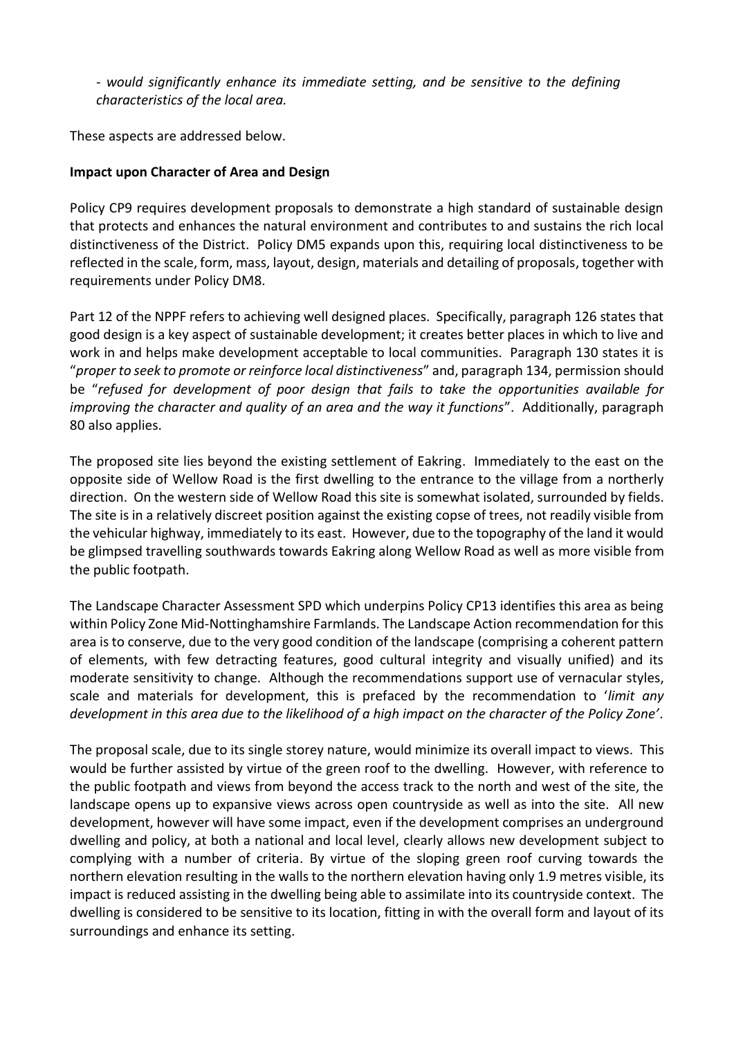*- would significantly enhance its immediate setting, and be sensitive to the defining characteristics of the local area.*

These aspects are addressed below.

**Impact upon Character of Area and Design**

Policy CP9 requires development proposals to demonstrate a high standard of sustainable design that protects and enhances the natural environment and contributes to and sustains the rich local distinctiveness of the District. Policy DM5 expands upon this, requiring local distinctiveness to be reflected in the scale, form, mass, layout, design, materials and detailing of proposals, together with requirements under Policy DM8.

Part 12 of the NPPF refers to achieving well designed places. Specifically, paragraph 126 states that good design is a key aspect of sustainable development; it creates better places in which to live and work in and helps make development acceptable to local communities. Paragraph 130 states it is "*proper to seek to promote or reinforce local distinctiveness*" and, paragraph 134, permission should be "*refused for development of poor design that fails to take the opportunities available for improving the character and quality of an area and the way it functions*". Additionally, paragraph 80 also applies.

The proposed site lies beyond the existing settlement of Eakring. Immediately to the east on the opposite side of Wellow Road is the first dwelling to the entrance to the village from a northerly direction. On the western side of Wellow Road this site is somewhat isolated, surrounded by fields. The site is in a relatively discreet position against the existing copse of trees, not readily visible from the vehicular highway, immediately to its east. However, due to the topography of the land it would be glimpsed travelling southwards towards Eakring along Wellow Road as well as more visible from the public footpath.

The Landscape Character Assessment SPD which underpins Policy CP13 identifies this area as being within Policy Zone Mid-Nottinghamshire Farmlands. The Landscape Action recommendation for this area is to conserve, due to the very good condition of the landscape (comprising a coherent pattern of elements, with few detracting features, good cultural integrity and visually unified) and its moderate sensitivity to change. Although the recommendations support use of vernacular styles, scale and materials for development, this is prefaced by the recommendation to '*limit any development in this area due to the likelihood of a high impact on the character of the Policy Zone*'.

The proposal scale, due to its single storey nature, would minimize its overall impact to views. This would be further assisted by virtue of the green roof to the dwelling. However, with reference to the public footpath and views from beyond the access track to the north and west of the site, the landscape opens up to expansive views across open countryside as well as into the site. All new development, however will have some impact, even if the development comprises an underground dwelling and policy, at both a national and local level, clearly allows new development subject to complying with a number of criteria. By virtue of the sloping green roof curving towards the northern elevation resulting in the walls to the northern elevation having only 1.9 metres visible, its impact is reduced assisting in the dwelling being able to assimilate into its countryside context. The dwelling is considered to be sensitive to its location, fitting in with the overall form and layout of its surroundings and enhance its setting.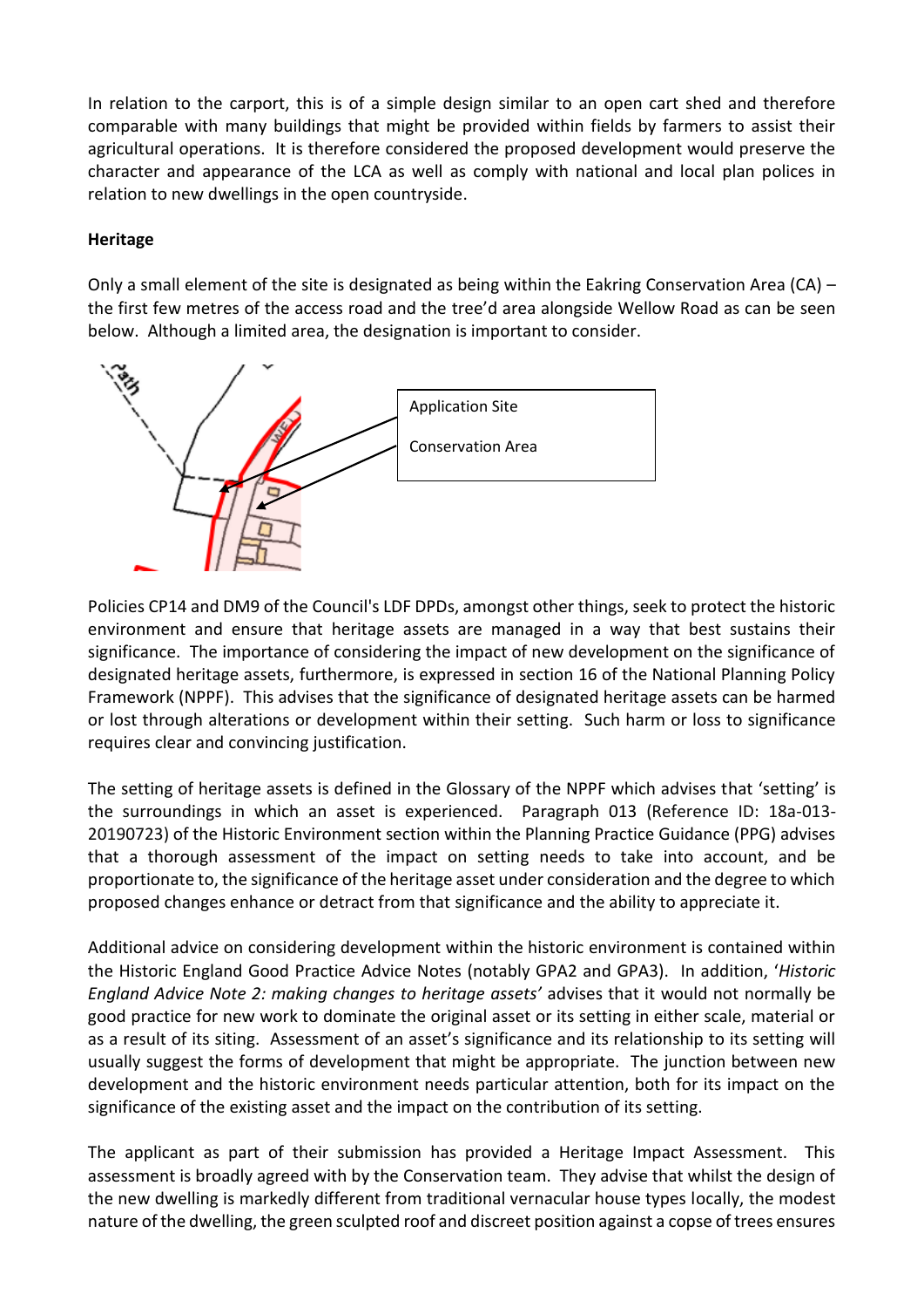In relation to the carport, this is of a simple design similar to an open cart shed and therefore comparable with many buildings that might be provided within fields by farmers to assist their agricultural operations. It is therefore considered the proposed development would preserve the character and appearance of the LCA as well as comply with national and local plan polices in relation to new dwellings in the open countryside.

**Heritage**

Only a small element of the site is designated as being within the Eakring Conservation Area (CA) – the first few metres of the access road and the tree'd area alongside Wellow Road as can be seen below. Although a limited area, the designation is important to consider.

Application Site

Conservation Area

Policies CP14 and DM9 of the Council's LDF DPDs, amongst other things, seek to protect the historic environment and ensure that heritage assets are managed in a way that best sustains their significance. The importance of considering the impact of new development on the significance of designated heritage assets, furthermore, is expressed in section 16 of the National Planning Policy Framework (NPPF). This advises that the significance of designated heritage assets can be harmed or lost through alterations or development within their setting. Such harm or loss to significance requires clear and convincing justification.

The setting of heritage assets is defined in the Glossary of the NPPF which advises that 'setting' is the surroundings in which an asset is experienced. Paragraph 013 (Reference ID: 18a-013-20190723) of the Historic Environment section within the Planning Practice Guidance (PPG) advises that a thorough assessment of the impact on setting needs to take into account, and be proportionate to, the significance of the heritage asset under consideration and the degree to which proposed changes enhance or detract from that significance and the ability to appreciate it.

Additional advice on considering development within the historic environment is contained within the Historic England Good Practice Advice Notes (notably GPA2 and GPA3). In addition, '*Historic England Advice Note 2: making changes to heritage assets'* advises that it would not normally be good practice for new work to dominate the original asset or its setting in either scale, material or as a result of its siting. Assessment of an asset's significance and its relationship to its setting will usually suggest the forms of development that might be appropriate. The junction between new development and the historic environment needs particular attention, both for its impact on the significance of the existing asset and the impact on the contribution of its setting.

The applicant as part of their submission has provided a Heritage Impact Assessment. This assessment is broadly agreed with by the Conservation team. They advise that whilst the design of the new dwelling is markedly different from traditional vernacular house types locally, the modest nature of the dwelling, the green sculpted roof and discreet position against a copse of trees ensures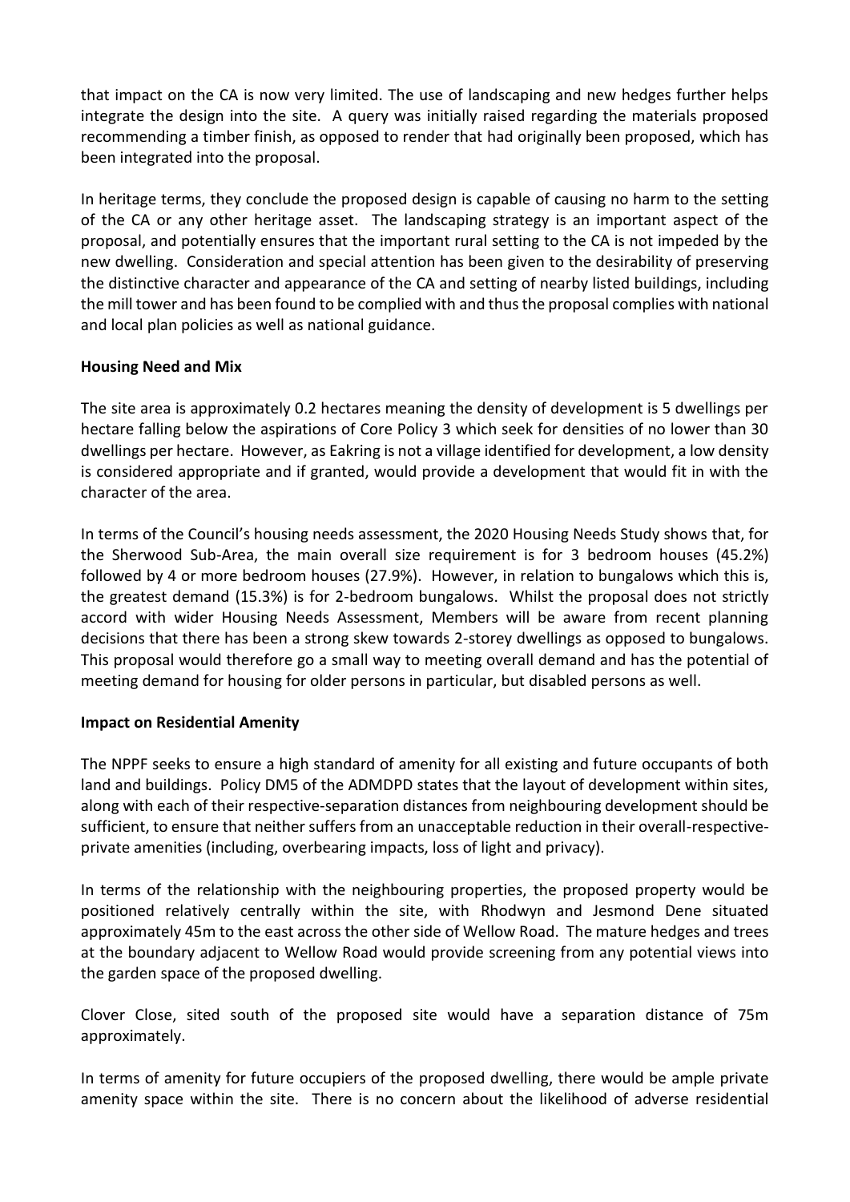that impact on the CA is now very limited. The use of landscaping and new hedges further helps integrate the design into the site. A query was initially raised regarding the materials proposed recommending a timber finish, as opposed to render that had originally been proposed, which has been integrated into the proposal.

In heritage terms, they conclude the proposed design is capable of causing no harm to the setting of the CA or any other heritage asset. The landscaping strategy is an important aspect of the proposal, and potentially ensures that the important rural setting to the CA is not impeded by the new dwelling. Consideration and special attention has been given to the desirability of preserving the distinctive character and appearance of the CA and setting of nearby listed buildings, including the mill tower and has been found to be complied with and thus the proposal complies with national and local plan policies as well as national guidance.

**Housing Need and Mix**

The site area is approximately 0.2 hectares meaning the density of development is 5 dwellings per hectare falling below the aspirations of Core Policy 3 which seek for densities of no lower than 30 dwellings per hectare. However, as Eakring is not a village identified for development, a low density is considered appropriate and if granted, would provide a development that would fit in with the character of the area.

In terms of the Council's housing needs assessment, the 2020 Housing Needs Study shows that, for the Sherwood Sub-Area, the main overall size requirement is for 3 bedroom houses (45.2%) followed by 4 or more bedroom houses (27.9%). However, in relation to bungalows which this is, the greatest demand (15.3%) is for 2-bedroom bungalows. Whilst the proposal does not strictly accord with wider Housing Needs Assessment, Members will be aware from recent planning decisions that there has been a strong skew towards 2-storey dwellings as opposed to bungalows. This proposal would therefore go a small way to meeting overall demand and has the potential of meeting demand for housing for older persons in particular, but disabled persons as well.

**Impact on Residential Amenity**

The NPPF seeks to ensure a high standard of amenity for all existing and future occupants of both land and buildings. Policy DM5 of the ADMDPD states that the layout of development within sites, along with each of their respective-separation distances from neighbouring development should be sufficient, to ensure that neither suffers from an unacceptable reduction in their overall-respective-private amenities (including, overbearing impacts, loss of light and privacy).

In terms of the relationship with the neighbouring properties, the proposed property would be positioned relatively centrally within the site, with Rhodwyn and Jesmond Dene situated approximately 45m to the east across the other side of Wellow Road. The mature hedges and trees at the boundary adjacent to Wellow Road would provide screening from any potential views into the garden space of the proposed dwelling.

Clover Close, sited south of the proposed site would have a separation distance of 75m approximately.

In terms of amenity for future occupiers of the proposed dwelling, there would be ample private amenity space within the site. There is no concern about the likelihood of adverse residential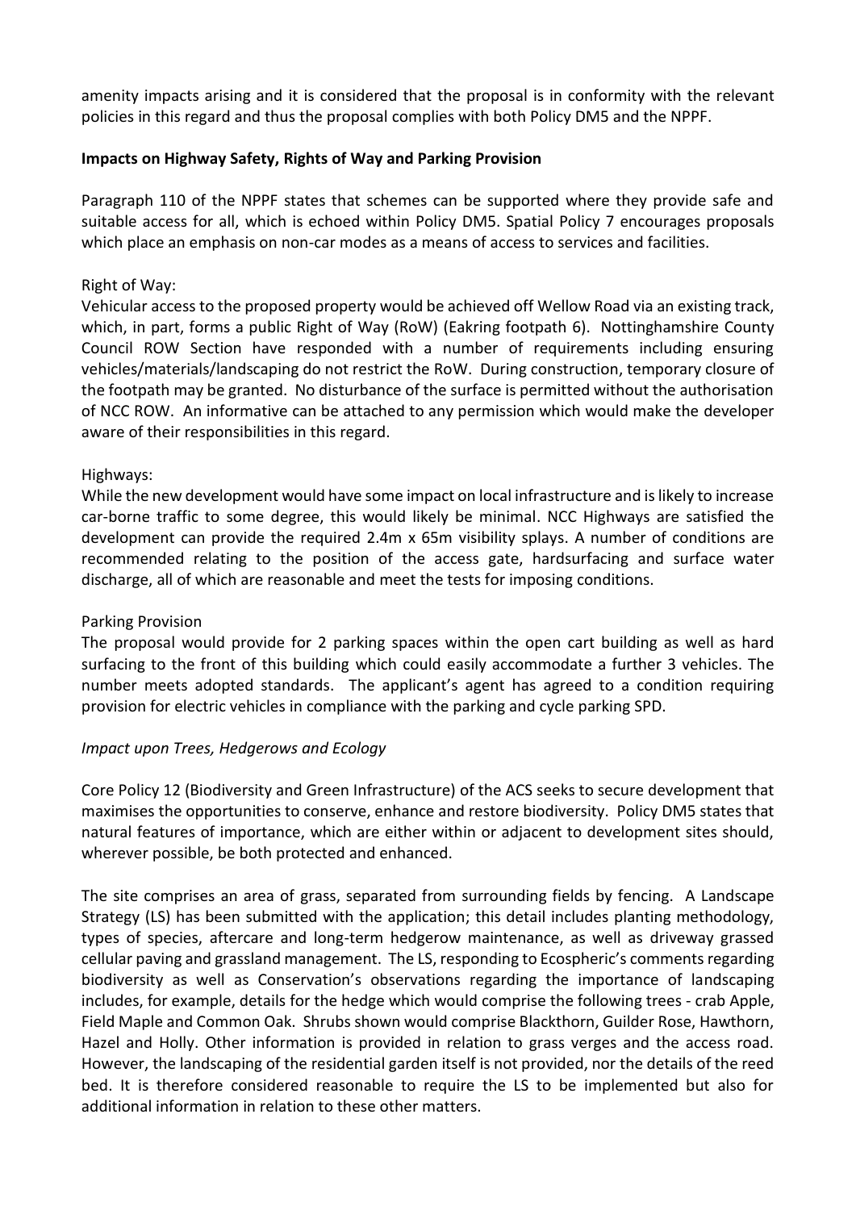amenity impacts arising and it is considered that the proposal is in conformity with the relevant policies in this regard and thus the proposal complies with both Policy DM5 and the NPPF.

**Impacts on Highway Safety, Rights of Way and Parking Provision**

Paragraph 110 of the NPPF states that schemes can be supported where they provide safe and suitable access for all, which is echoed within Policy DM5. Spatial Policy 7 encourages proposals which place an emphasis on non-car modes as a means of access to services and facilities.

Right of Way:
Vehicular access to the proposed property would be achieved off Wellow Road via an existing track, which, in part, forms a public Right of Way (RoW) (Eakring footpath 6). Nottinghamshire County Council ROW Section have responded with a number of requirements including ensuring vehicles/materials/landscaping do not restrict the RoW. During construction, temporary closure of the footpath may be granted. No disturbance of the surface is permitted without the authorisation of NCC ROW. An informative can be attached to any permission which would make the developer aware of their responsibilities in this regard.

Highways:
While the new development would have some impact on local infrastructure and is likely to increase car-borne traffic to some degree, this would likely be minimal. NCC Highways are satisfied the development can provide the required 2.4m x 65m visibility splays. A number of conditions are recommended relating to the position of the access gate, hardsurfacing and surface water discharge, all of which are reasonable and meet the tests for imposing conditions.

Parking Provision
The proposal would provide for 2 parking spaces within the open cart building as well as hard surfacing to the front of this building which could easily accommodate a further 3 vehicles. The number meets adopted standards. The applicant's agent has agreed to a condition requiring provision for electric vehicles in compliance with the parking and cycle parking SPD.

*Impact upon Trees, Hedgerows and Ecology*

Core Policy 12 (Biodiversity and Green Infrastructure) of the ACS seeks to secure development that maximises the opportunities to conserve, enhance and restore biodiversity. Policy DM5 states that natural features of importance, which are either within or adjacent to development sites should, wherever possible, be both protected and enhanced.

The site comprises an area of grass, separated from surrounding fields by fencing. A Landscape Strategy (LS) has been submitted with the application; this detail includes planting methodology, types of species, aftercare and long-term hedgerow maintenance, as well as driveway grassed cellular paving and grassland management. The LS, responding to Ecospheric's comments regarding biodiversity as well as Conservation's observations regarding the importance of landscaping includes, for example, details for the hedge which would comprise the following trees - crab Apple, Field Maple and Common Oak. Shrubs shown would comprise Blackthorn, Guilder Rose, Hawthorn, Hazel and Holly. Other information is provided in relation to grass verges and the access road. However, the landscaping of the residential garden itself is not provided, nor the details of the reed bed. It is therefore considered reasonable to require the LS to be implemented but also for additional information in relation to these other matters.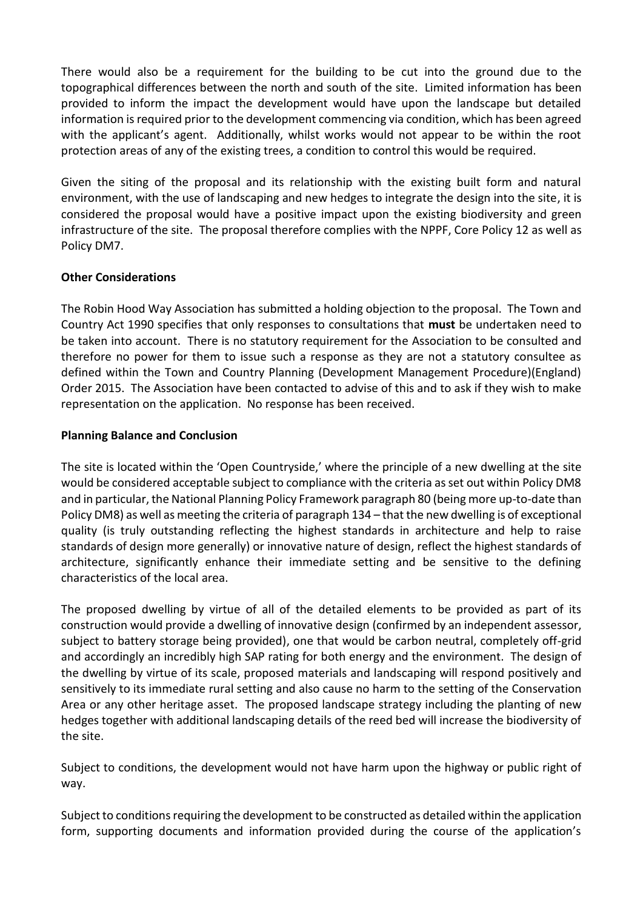There would also be a requirement for the building to be cut into the ground due to the topographical differences between the north and south of the site. Limited information has been provided to inform the impact the development would have upon the landscape but detailed information is required prior to the development commencing via condition, which has been agreed with the applicant's agent. Additionally, whilst works would not appear to be within the root protection areas of any of the existing trees, a condition to control this would be required.

Given the siting of the proposal and its relationship with the existing built form and natural environment, with the use of landscaping and new hedges to integrate the design into the site, it is considered the proposal would have a positive impact upon the existing biodiversity and green infrastructure of the site. The proposal therefore complies with the NPPF, Core Policy 12 as well as Policy DM7.

**Other Considerations**

The Robin Hood Way Association has submitted a holding objection to the proposal. The Town and Country Act 1990 specifies that only responses to consultations that **must** be undertaken need to be taken into account. There is no statutory requirement for the Association to be consulted and therefore no power for them to issue such a response as they are not a statutory consultee as defined within the Town and Country Planning (Development Management Procedure)(England) Order 2015. The Association have been contacted to advise of this and to ask if they wish to make representation on the application. No response has been received.

**Planning Balance and Conclusion**

The site is located within the 'Open Countryside,' where the principle of a new dwelling at the site would be considered acceptable subject to compliance with the criteria as set out within Policy DM8 and in particular, the National Planning Policy Framework paragraph 80 (being more up-to-date than Policy DM8) as well as meeting the criteria of paragraph 134 – that the new dwelling is of exceptional quality (is truly outstanding reflecting the highest standards in architecture and help to raise standards of design more generally) or innovative nature of design, reflect the highest standards of architecture, significantly enhance their immediate setting and be sensitive to the defining characteristics of the local area.

The proposed dwelling by virtue of all of the detailed elements to be provided as part of its construction would provide a dwelling of innovative design (confirmed by an independent assessor, subject to battery storage being provided), one that would be carbon neutral, completely off-grid and accordingly an incredibly high SAP rating for both energy and the environment. The design of the dwelling by virtue of its scale, proposed materials and landscaping will respond positively and sensitively to its immediate rural setting and also cause no harm to the setting of the Conservation Area or any other heritage asset. The proposed landscape strategy including the planting of new hedges together with additional landscaping details of the reed bed will increase the biodiversity of the site.

Subject to conditions, the development would not have harm upon the highway or public right of way.

Subject to conditions requiring the development to be constructed as detailed within the application form, supporting documents and information provided during the course of the application's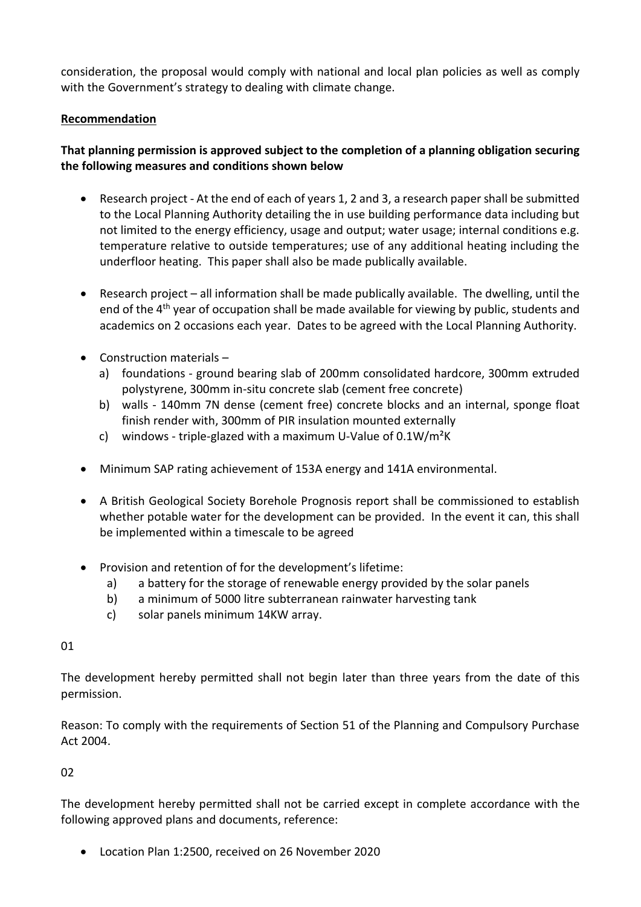consideration, the proposal would comply with national and local plan policies as well as comply with the Government's strategy to dealing with climate change.

**Recommendation**

**That planning permission is approved subject to the completion of a planning obligation securing the following measures and conditions shown below**

- Research project - At the end of each of years 1, 2 and 3, a research paper shall be submitted to the Local Planning Authority detailing the in use building performance data including but not limited to the energy efficiency, usage and output; water usage; internal conditions e.g. temperature relative to outside temperatures; use of any additional heating including the underfloor heating. This paper shall also be made publically available.

- Research project – all information shall be made publically available. The dwelling, until the end of the 4th year of occupation shall be made available for viewing by public, students and academics on 2 occasions each year. Dates to be agreed with the Local Planning Authority.

- Construction materials –
  a) foundations - ground bearing slab of 200mm consolidated hardcore, 300mm extruded polystyrene, 300mm in-situ concrete slab (cement free concrete)
  b) walls - 140mm 7N dense (cement free) concrete blocks and an internal, sponge float finish render with, 300mm of PIR insulation mounted externally
  c) windows - triple-glazed with a maximum U-Value of 0.1W/m²K

- Minimum SAP rating achievement of 153A energy and 141A environmental.

- A British Geological Society Borehole Prognosis report shall be commissioned to establish whether potable water for the development can be provided. In the event it can, this shall be implemented within a timescale to be agreed

- Provision and retention of for the development's lifetime:
  a) a battery for the storage of renewable energy provided by the solar panels
  b) a minimum of 5000 litre subterranean rainwater harvesting tank
  c) solar panels minimum 14KW array.

01

The development hereby permitted shall not begin later than three years from the date of this permission.

Reason: To comply with the requirements of Section 51 of the Planning and Compulsory Purchase Act 2004.

02

The development hereby permitted shall not be carried except in complete accordance with the following approved plans and documents, reference:

- Location Plan 1:2500, received on 26 November 2020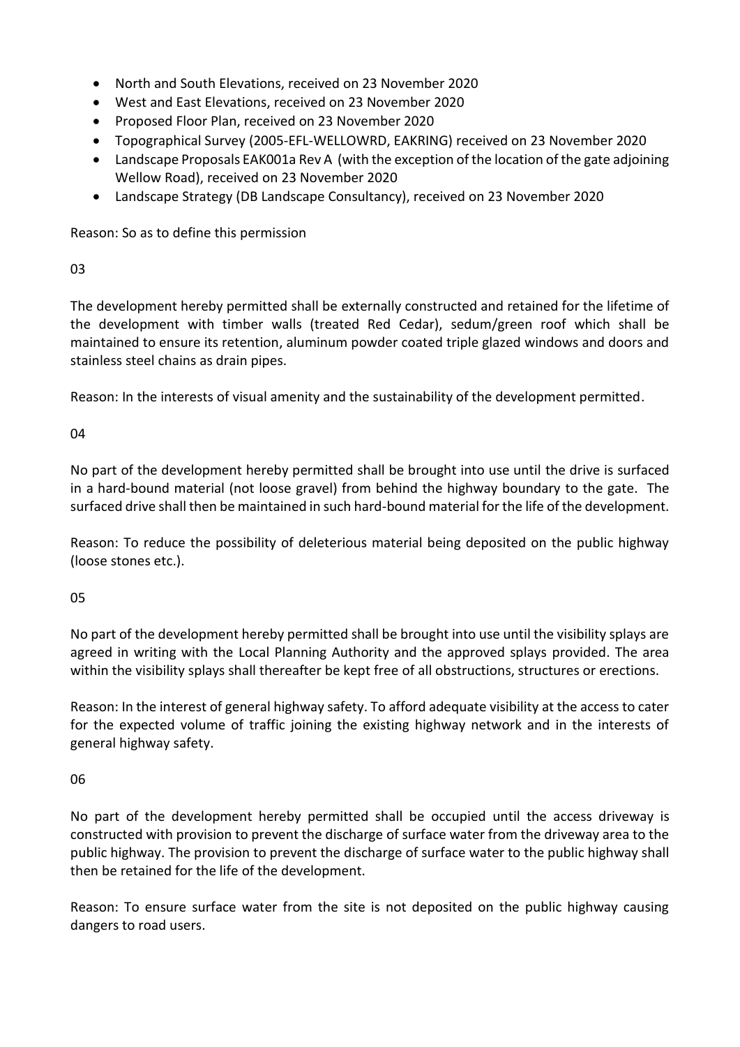- North and South Elevations, received on 23 November 2020
- West and East Elevations, received on 23 November 2020
- Proposed Floor Plan, received on 23 November 2020
- Topographical Survey (2005-EFL-WELLOWRD, EAKRING) received on 23 November 2020
- Landscape Proposals EAK001a Rev A (with the exception of the location of the gate adjoining Wellow Road), received on 23 November 2020
- Landscape Strategy (DB Landscape Consultancy), received on 23 November 2020

Reason: So as to define this permission

03

The development hereby permitted shall be externally constructed and retained for the lifetime of the development with timber walls (treated Red Cedar), sedum/green roof which shall be maintained to ensure its retention, aluminum powder coated triple glazed windows and doors and stainless steel chains as drain pipes.

Reason: In the interests of visual amenity and the sustainability of the development permitted.

04

No part of the development hereby permitted shall be brought into use until the drive is surfaced in a hard-bound material (not loose gravel) from behind the highway boundary to the gate. The surfaced drive shall then be maintained in such hard-bound material for the life of the development.

Reason: To reduce the possibility of deleterious material being deposited on the public highway (loose stones etc.).

05

No part of the development hereby permitted shall be brought into use until the visibility splays are agreed in writing with the Local Planning Authority and the approved splays provided. The area within the visibility splays shall thereafter be kept free of all obstructions, structures or erections.

Reason: In the interest of general highway safety. To afford adequate visibility at the access to cater for the expected volume of traffic joining the existing highway network and in the interests of general highway safety.

06

No part of the development hereby permitted shall be occupied until the access driveway is constructed with provision to prevent the discharge of surface water from the driveway area to the public highway. The provision to prevent the discharge of surface water to the public highway shall then be retained for the life of the development.

Reason: To ensure surface water from the site is not deposited on the public highway causing dangers to road users.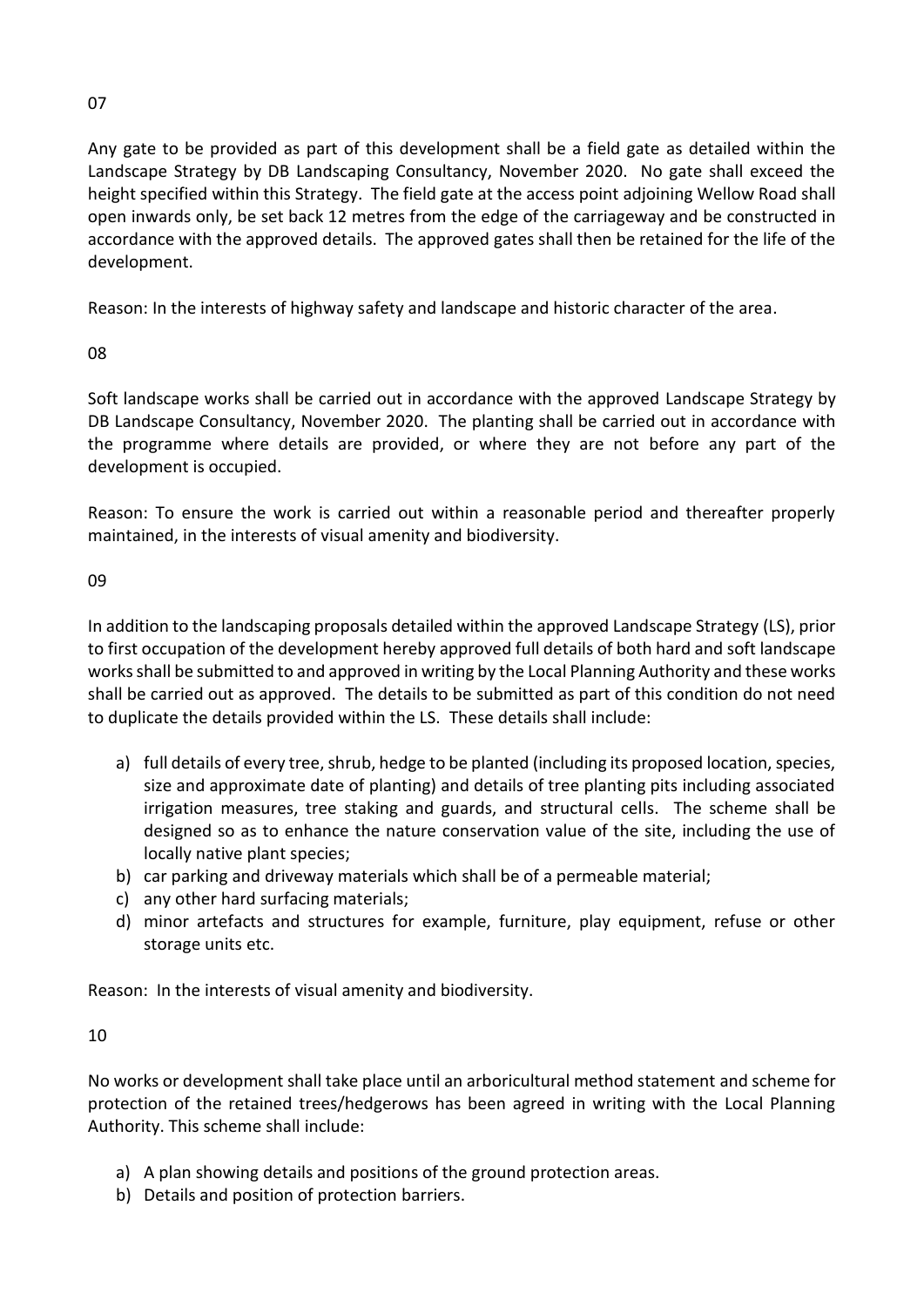07

Any gate to be provided as part of this development shall be a field gate as detailed within the Landscape Strategy by DB Landscaping Consultancy, November 2020. No gate shall exceed the height specified within this Strategy. The field gate at the access point adjoining Wellow Road shall open inwards only, be set back 12 metres from the edge of the carriageway and be constructed in accordance with the approved details. The approved gates shall then be retained for the life of the development.

Reason: In the interests of highway safety and landscape and historic character of the area.

08

Soft landscape works shall be carried out in accordance with the approved Landscape Strategy by DB Landscape Consultancy, November 2020. The planting shall be carried out in accordance with the programme where details are provided, or where they are not before any part of the development is occupied.

Reason: To ensure the work is carried out within a reasonable period and thereafter properly maintained, in the interests of visual amenity and biodiversity.

09

In addition to the landscaping proposals detailed within the approved Landscape Strategy (LS), prior to first occupation of the development hereby approved full details of both hard and soft landscape works shall be submitted to and approved in writing by the Local Planning Authority and these works shall be carried out as approved. The details to be submitted as part of this condition do not need to duplicate the details provided within the LS. These details shall include:

a) full details of every tree, shrub, hedge to be planted (including its proposed location, species, size and approximate date of planting) and details of tree planting pits including associated irrigation measures, tree staking and guards, and structural cells. The scheme shall be designed so as to enhance the nature conservation value of the site, including the use of locally native plant species;
b) car parking and driveway materials which shall be of a permeable material;
c) any other hard surfacing materials;
d) minor artefacts and structures for example, furniture, play equipment, refuse or other storage units etc.

Reason: In the interests of visual amenity and biodiversity.

10

No works or development shall take place until an arboricultural method statement and scheme for protection of the retained trees/hedgerows has been agreed in writing with the Local Planning Authority. This scheme shall include:

a) A plan showing details and positions of the ground protection areas.
b) Details and position of protection barriers.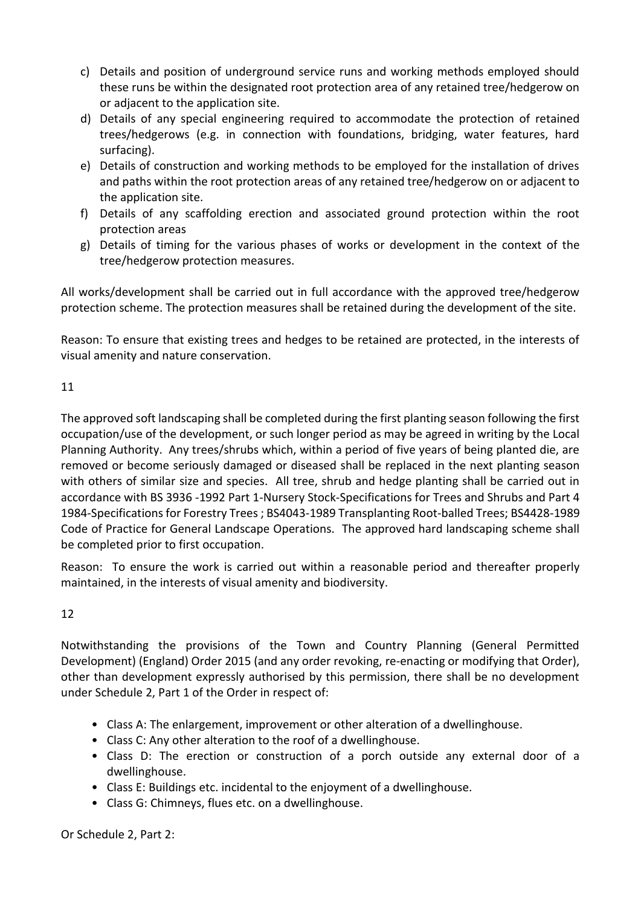c) Details and position of underground service runs and working methods employed should these runs be within the designated root protection area of any retained tree/hedgerow on or adjacent to the application site.
d) Details of any special engineering required to accommodate the protection of retained trees/hedgerows (e.g. in connection with foundations, bridging, water features, hard surfacing).
e) Details of construction and working methods to be employed for the installation of drives and paths within the root protection areas of any retained tree/hedgerow on or adjacent to the application site.
f) Details of any scaffolding erection and associated ground protection within the root protection areas
g) Details of timing for the various phases of works or development in the context of the tree/hedgerow protection measures.

All works/development shall be carried out in full accordance with the approved tree/hedgerow protection scheme. The protection measures shall be retained during the development of the site.

Reason: To ensure that existing trees and hedges to be retained are protected, in the interests of visual amenity and nature conservation.

11

The approved soft landscaping shall be completed during the first planting season following the first occupation/use of the development, or such longer period as may be agreed in writing by the Local Planning Authority. Any trees/shrubs which, within a period of five years of being planted die, are removed or become seriously damaged or diseased shall be replaced in the next planting season with others of similar size and species. All tree, shrub and hedge planting shall be carried out in accordance with BS 3936 -1992 Part 1-Nursery Stock-Specifications for Trees and Shrubs and Part 4 1984-Specifications for Forestry Trees ; BS4043-1989 Transplanting Root-balled Trees; BS4428-1989 Code of Practice for General Landscape Operations. The approved hard landscaping scheme shall be completed prior to first occupation.

Reason: To ensure the work is carried out within a reasonable period and thereafter properly maintained, in the interests of visual amenity and biodiversity.

12

Notwithstanding the provisions of the Town and Country Planning (General Permitted Development) (England) Order 2015 (and any order revoking, re-enacting or modifying that Order), other than development expressly authorised by this permission, there shall be no development under Schedule 2, Part 1 of the Order in respect of:

- Class A: The enlargement, improvement or other alteration of a dwellinghouse.
- Class C: Any other alteration to the roof of a dwellinghouse.
- Class D: The erection or construction of a porch outside any external door of a dwellinghouse.
- Class E: Buildings etc. incidental to the enjoyment of a dwellinghouse.
- Class G: Chimneys, flues etc. on a dwellinghouse.

Or Schedule 2, Part 2: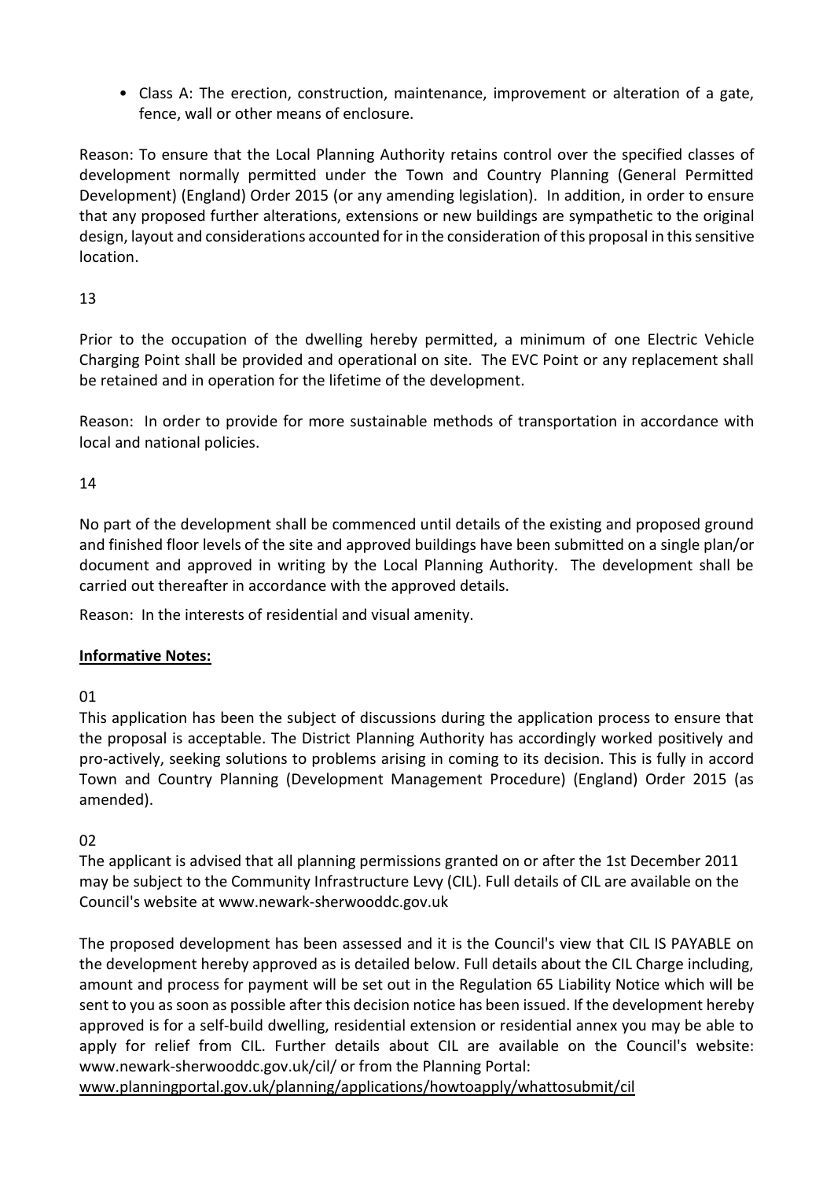- Class A: The erection, construction, maintenance, improvement or alteration of a gate, fence, wall or other means of enclosure.

Reason: To ensure that the Local Planning Authority retains control over the specified classes of development normally permitted under the Town and Country Planning (General Permitted Development) (England) Order 2015 (or any amending legislation). In addition, in order to ensure that any proposed further alterations, extensions or new buildings are sympathetic to the original design, layout and considerations accounted for in the consideration of this proposal in this sensitive location.

13

Prior to the occupation of the dwelling hereby permitted, a minimum of one Electric Vehicle Charging Point shall be provided and operational on site. The EVC Point or any replacement shall be retained and in operation for the lifetime of the development.

Reason: In order to provide for more sustainable methods of transportation in accordance with local and national policies.

14

No part of the development shall be commenced until details of the existing and proposed ground and finished floor levels of the site and approved buildings have been submitted on a single plan/or document and approved in writing by the Local Planning Authority. The development shall be carried out thereafter in accordance with the approved details.

Reason: In the interests of residential and visual amenity.

**Informative Notes:**

01

This application has been the subject of discussions during the application process to ensure that the proposal is acceptable. The District Planning Authority has accordingly worked positively and pro-actively, seeking solutions to problems arising in coming to its decision. This is fully in accord Town and Country Planning (Development Management Procedure) (England) Order 2015 (as amended).

02

The applicant is advised that all planning permissions granted on or after the 1st December 2011 may be subject to the Community Infrastructure Levy (CIL). Full details of CIL are available on the Council's website at www.newark-sherwooddc.gov.uk

The proposed development has been assessed and it is the Council's view that CIL IS PAYABLE on the development hereby approved as is detailed below. Full details about the CIL Charge including, amount and process for payment will be set out in the Regulation 65 Liability Notice which will be sent to you as soon as possible after this decision notice has been issued. If the development hereby approved is for a self-build dwelling, residential extension or residential annex you may be able to apply for relief from CIL. Further details about CIL are available on the Council's website: www.newark-sherwooddc.gov.uk/cil/ or from the Planning Portal: www.planningportal.gov.uk/planning/applications/howtoapply/whattosubmit/cil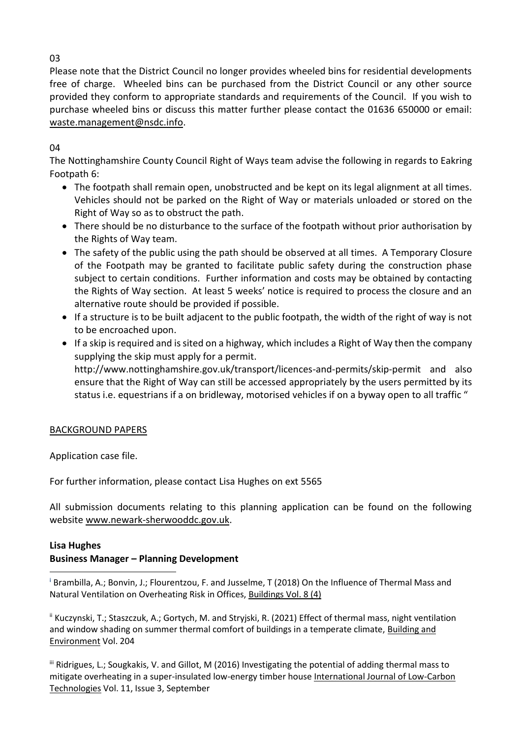03

Please note that the District Council no longer provides wheeled bins for residential developments free of charge. Wheeled bins can be purchased from the District Council or any other source provided they conform to appropriate standards and requirements of the Council. If you wish to purchase wheeled bins or discuss this matter further please contact the 01636 650000 or email: waste.management@nsdc.info.

04

The Nottinghamshire County Council Right of Ways team advise the following in regards to Eakring Footpath 6:

- The footpath shall remain open, unobstructed and be kept on its legal alignment at all times. Vehicles should not be parked on the Right of Way or materials unloaded or stored on the Right of Way so as to obstruct the path.
- There should be no disturbance to the surface of the footpath without prior authorisation by the Rights of Way team.
- The safety of the public using the path should be observed at all times. A Temporary Closure of the Footpath may be granted to facilitate public safety during the construction phase subject to certain conditions. Further information and costs may be obtained by contacting the Rights of Way section. At least 5 weeks' notice is required to process the closure and an alternative route should be provided if possible.
- If a structure is to be built adjacent to the public footpath, the width of the right of way is not to be encroached upon.
- If a skip is required and is sited on a highway, which includes a Right of Way then the company supplying the skip must apply for a permit. http://www.nottinghamshire.gov.uk/transport/licences-and-permits/skip-permit and also ensure that the Right of Way can still be accessed appropriately by the users permitted by its status i.e. equestrians if a on bridleway, motorised vehicles if on a byway open to all traffic "

BACKGROUND PAPERS

Application case file.

For further information, please contact Lisa Hughes on ext 5565

All submission documents relating to this planning application can be found on the following website www.newark-sherwooddc.gov.uk.

**Lisa Hughes**
**Business Manager – Planning Development**

---

[i] Brambilla, A.; Bonvin, J.; Flourentzou, F. and Jusselme, T (2018) On the Influence of Thermal Mass and Natural Ventilation on Overheating Risk in Offices, Buildings Vol. 8 (4)

[ii] Kuczynski, T.; Staszczuk, A.; Gortych, M. and Stryjski, R. (2021) Effect of thermal mass, night ventilation and window shading on summer thermal comfort of buildings in a temperate climate, Building and Environment Vol. 204

[iii] Ridrigues, L.; Sougkakis, V. and Gillot, M (2016) Investigating the potential of adding thermal mass to mitigate overheating in a super-insulated low-energy timber house International Journal of Low-Carbon Technologies Vol. 11, Issue 3, September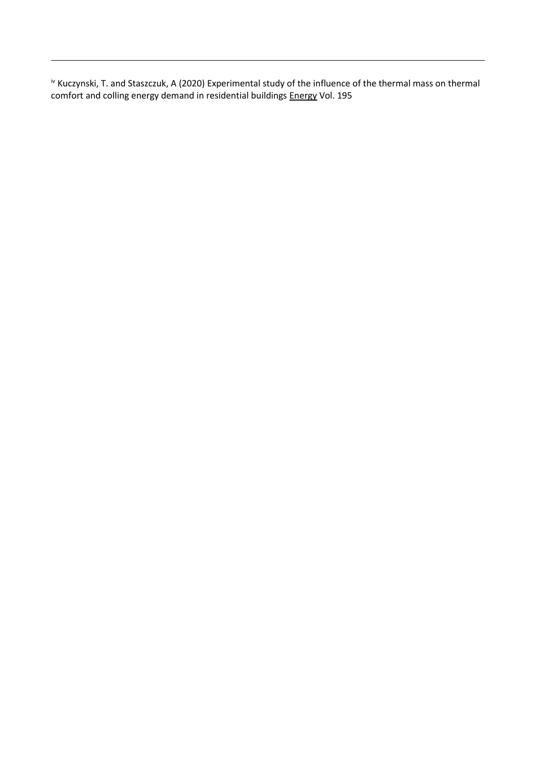---

[iv] Kuczynski, T. and Staszczuk, A (2020) Experimental study of the influence of the thermal mass on thermal comfort and colling energy demand in residential buildings Energy Vol. 195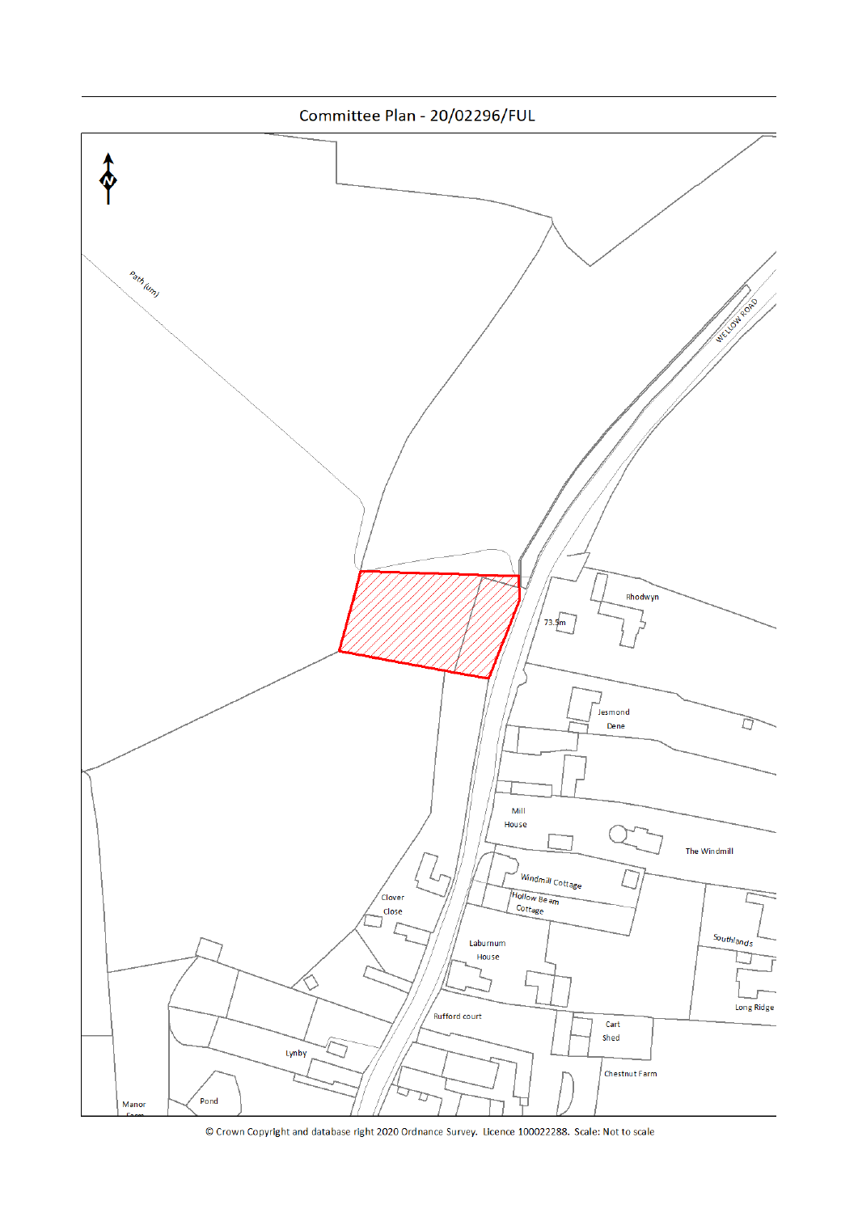# Committee Plan - 20/02296/FUL

Path (um)

WELLOW ROAD

73.5m

Rhodwyn

Jesmond Dene

Mill House

The Windmill

Windmill Cottage

Hollow Beam Cottage

Clover Close

Southlands

Laburnum House

Long Ridge

Rufford court

Cart Shed

Lynby

Chestnut Farm

Pond

Manor Farm

© Crown Copyright and database right 2020 Ordnance Survey. Licence 100022288. Scale: Not to scale